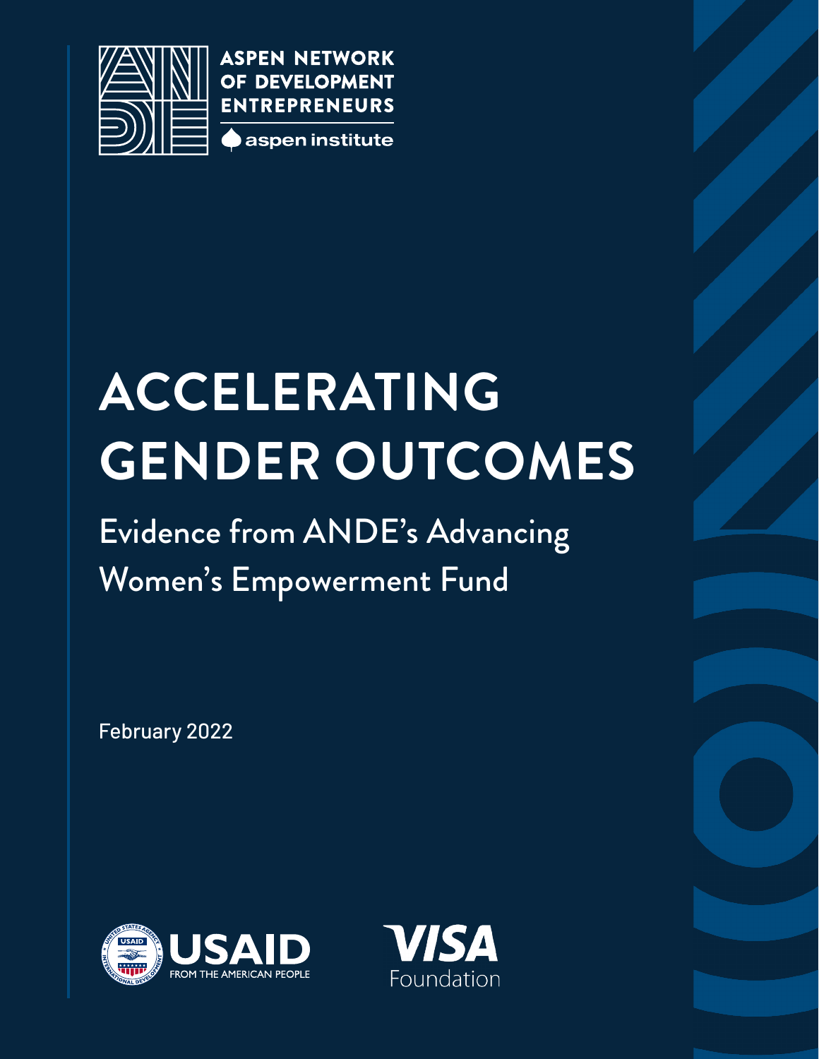ASPEN NETWORK OF DEVELOPMENT ENTREPRENEURS

aspen institute

# ACCELERATING GENDER OUTCOMES

## Evidence from ANDE's Advancing Women's Empowerment Fund

February 2022

USAID FROM THE AMERICAN PEOPLE

VISA Foundation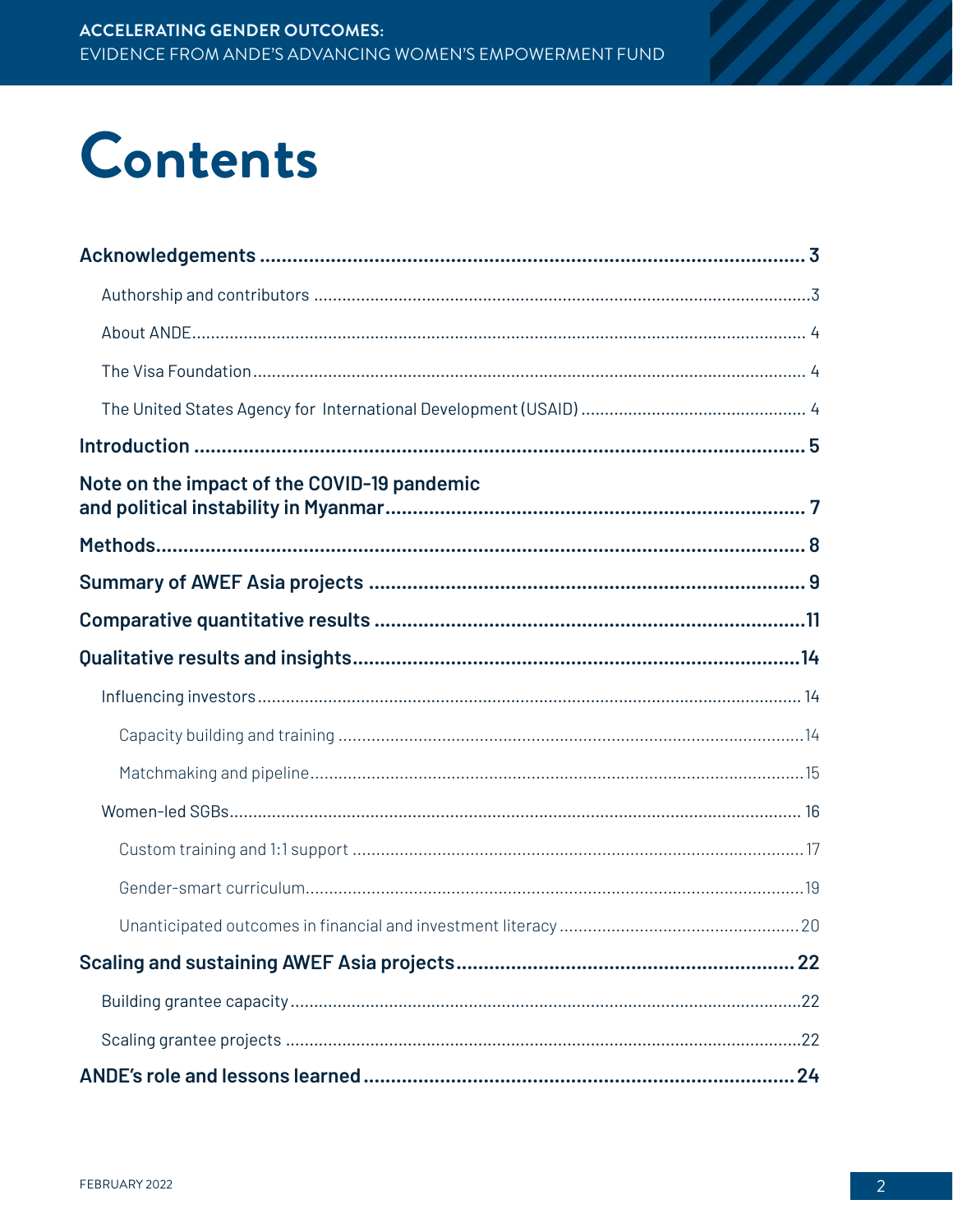# Contents

**Acknowledgements** ........ **3**

- Authorship and contributors ........ 3
- About ANDE ........ 4
- The Visa Foundation ........ 4
- The United States Agency for International Development (USAID) ........ 4

**Introduction** ........ **5**

**Note on the impact of the COVID-19 pandemic and political instability in Myanmar** ........ **7**

**Methods** ........ **8**

**Summary of AWEF Asia projects** ........ **9**

**Comparative quantitative results** ........ **11**

**Qualitative results and insights** ........ **14**

- Influencing investors ........ 14
  - Capacity building and training ........ 14
  - Matchmaking and pipeline ........ 15
- Women-led SGBs ........ 16
  - Custom training and 1:1 support ........ 17
  - Gender-smart curriculum ........ 19
  - Unanticipated outcomes in financial and investment literacy ........ 20

**Scaling and sustaining AWEF Asia projects** ........ **22**

- Building grantee capacity ........ 22
- Scaling grantee projects ........ 22

**ANDE's role and lessons learned** ........ **24**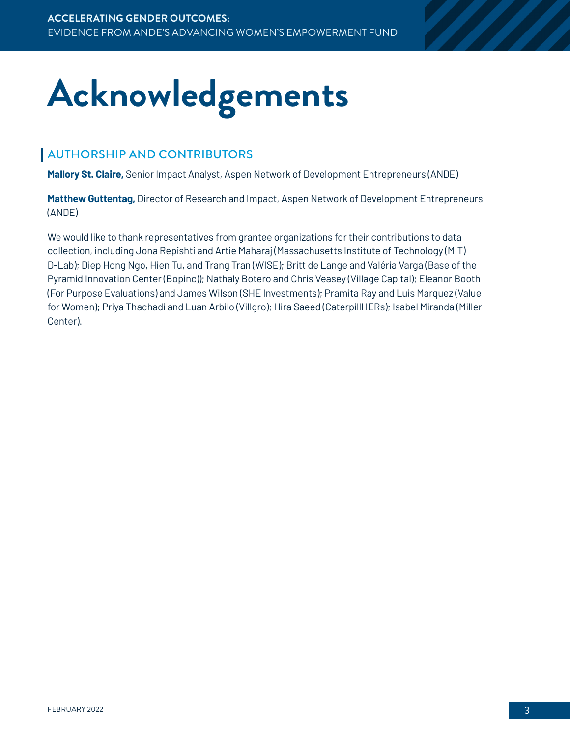# Acknowledgements

## AUTHORSHIP AND CONTRIBUTORS

**Mallory St. Claire,** Senior Impact Analyst, Aspen Network of Development Entrepreneurs (ANDE)

**Matthew Guttentag,** Director of Research and Impact, Aspen Network of Development Entrepreneurs (ANDE)

We would like to thank representatives from grantee organizations for their contributions to data collection, including Jona Repishti and Artie Maharaj (Massachusetts Institute of Technology (MIT) D-Lab); Diep Hong Ngo, Hien Tu, and Trang Tran (WISE); Britt de Lange and Valéria Varga (Base of the Pyramid Innovation Center (Bopinc)); Nathaly Botero and Chris Veasey (Village Capital); Eleanor Booth (For Purpose Evaluations) and James Wilson (SHE Investments); Pramita Ray and Luis Marquez (Value for Women); Priya Thachadi and Luan Arbilo (Villgro); Hira Saeed (CaterpillHERs); Isabel Miranda (Miller Center).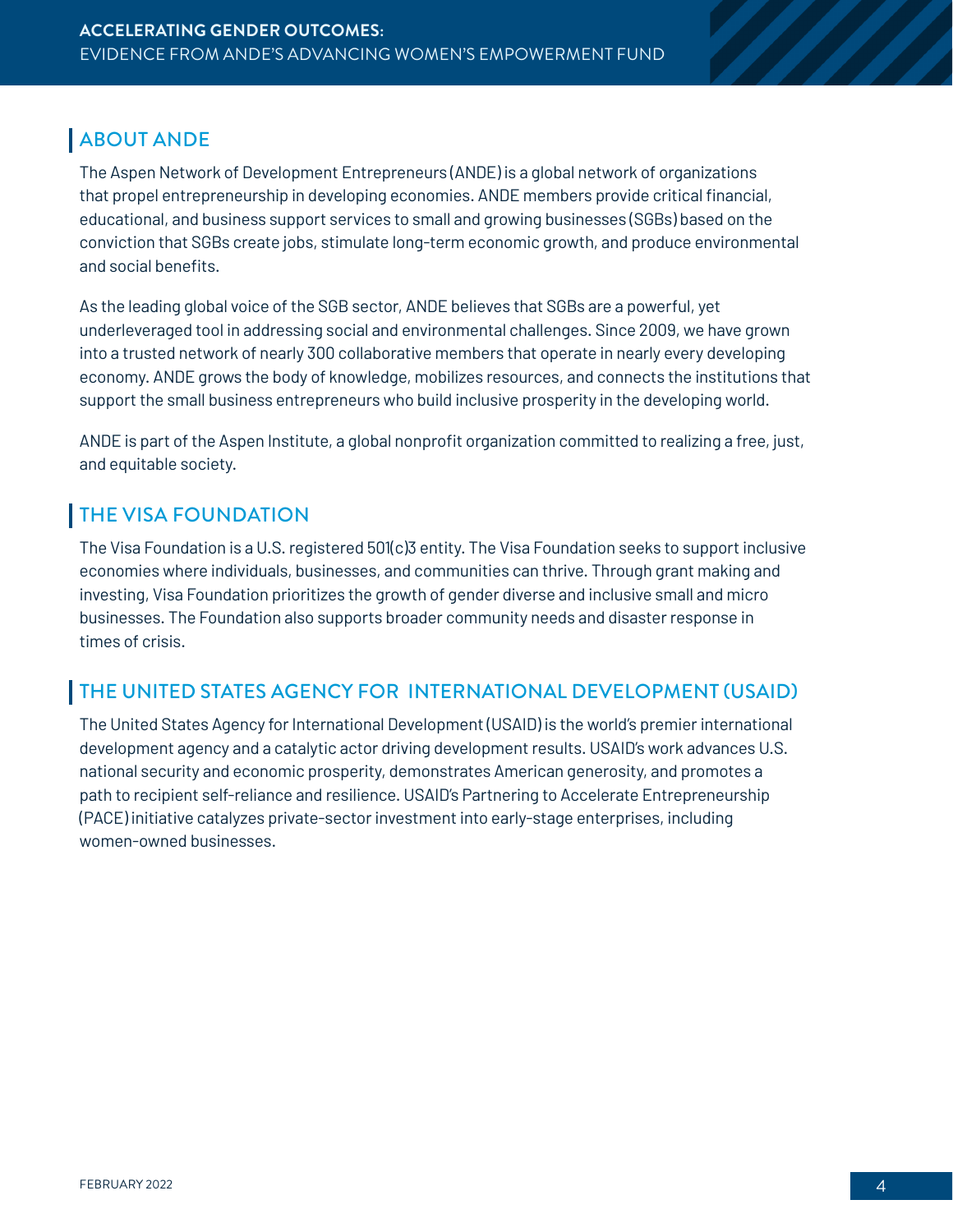## ABOUT ANDE

The Aspen Network of Development Entrepreneurs (ANDE) is a global network of organizations that propel entrepreneurship in developing economies. ANDE members provide critical financial, educational, and business support services to small and growing businesses (SGBs) based on the conviction that SGBs create jobs, stimulate long-term economic growth, and produce environmental and social benefits.

As the leading global voice of the SGB sector, ANDE believes that SGBs are a powerful, yet underleveraged tool in addressing social and environmental challenges. Since 2009, we have grown into a trusted network of nearly 300 collaborative members that operate in nearly every developing economy. ANDE grows the body of knowledge, mobilizes resources, and connects the institutions that support the small business entrepreneurs who build inclusive prosperity in the developing world.

ANDE is part of the Aspen Institute, a global nonprofit organization committed to realizing a free, just, and equitable society.

## THE VISA FOUNDATION

The Visa Foundation is a U.S. registered 501(c)3 entity. The Visa Foundation seeks to support inclusive economies where individuals, businesses, and communities can thrive. Through grant making and investing, Visa Foundation prioritizes the growth of gender diverse and inclusive small and micro businesses. The Foundation also supports broader community needs and disaster response in times of crisis.

## THE UNITED STATES AGENCY FOR INTERNATIONAL DEVELOPMENT (USAID)

The United States Agency for International Development (USAID) is the world's premier international development agency and a catalytic actor driving development results. USAID's work advances U.S. national security and economic prosperity, demonstrates American generosity, and promotes a path to recipient self-reliance and resilience. USAID's Partnering to Accelerate Entrepreneurship (PACE) initiative catalyzes private-sector investment into early-stage enterprises, including women-owned businesses.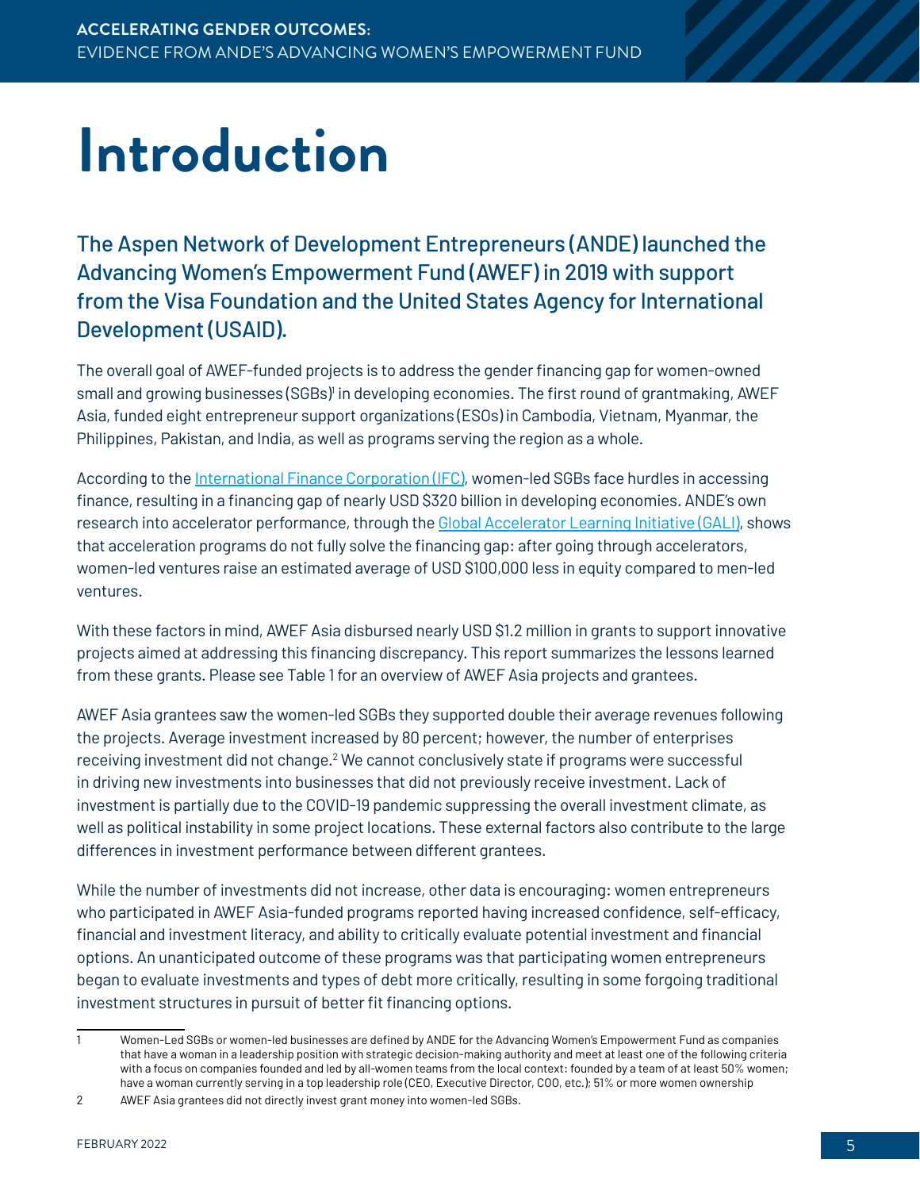# Introduction

## The Aspen Network of Development Entrepreneurs (ANDE) launched the Advancing Women's Empowerment Fund (AWEF) in 2019 with support from the Visa Foundation and the United States Agency for International Development (USAID).

The overall goal of AWEF-funded projects is to address the gender financing gap for women-owned small and growing businesses (SGBs)[1] in developing economies. The first round of grantmaking, AWEF Asia, funded eight entrepreneur support organizations (ESOs) in Cambodia, Vietnam, Myanmar, the Philippines, Pakistan, and India, as well as programs serving the region as a whole.

According to the International Finance Corporation (IFC), women-led SGBs face hurdles in accessing finance, resulting in a financing gap of nearly USD $320 billion in developing economies. ANDE's own research into accelerator performance, through the Global Accelerator Learning Initiative (GALI), shows that acceleration programs do not fully solve the financing gap: after going through accelerators, women-led ventures raise an estimated average of USD $100,000 less in equity compared to men-led ventures.

With these factors in mind, AWEF Asia disbursed nearly USD $1.2 million in grants to support innovative projects aimed at addressing this financing discrepancy. This report summarizes the lessons learned from these grants. Please see Table 1 for an overview of AWEF Asia projects and grantees.

AWEF Asia grantees saw the women-led SGBs they supported double their average revenues following the projects. Average investment increased by 80 percent; however, the number of enterprises receiving investment did not change.[2] We cannot conclusively state if programs were successful in driving new investments into businesses that did not previously receive investment. Lack of investment is partially due to the COVID-19 pandemic suppressing the overall investment climate, as well as political instability in some project locations. These external factors also contribute to the large differences in investment performance between different grantees.

While the number of investments did not increase, other data is encouraging: women entrepreneurs who participated in AWEF Asia-funded programs reported having increased confidence, self-efficacy, financial and investment literacy, and ability to critically evaluate potential investment and financial options. An unanticipated outcome of these programs was that participating women entrepreneurs began to evaluate investments and types of debt more critically, resulting in some forgoing traditional investment structures in pursuit of better fit financing options.

---

1 Women-Led SGBs or women-led businesses are defined by ANDE for the Advancing Women's Empowerment Fund as companies that have a woman in a leadership position with strategic decision-making authority and meet at least one of the following criteria with a focus on companies founded and led by all-women teams from the local context: founded by a team of at least 50% women; have a woman currently serving in a top leadership role (CEO, Executive Director, COO, etc.); 51% or more women ownership

2 AWEF Asia grantees did not directly invest grant money into women-led SGBs.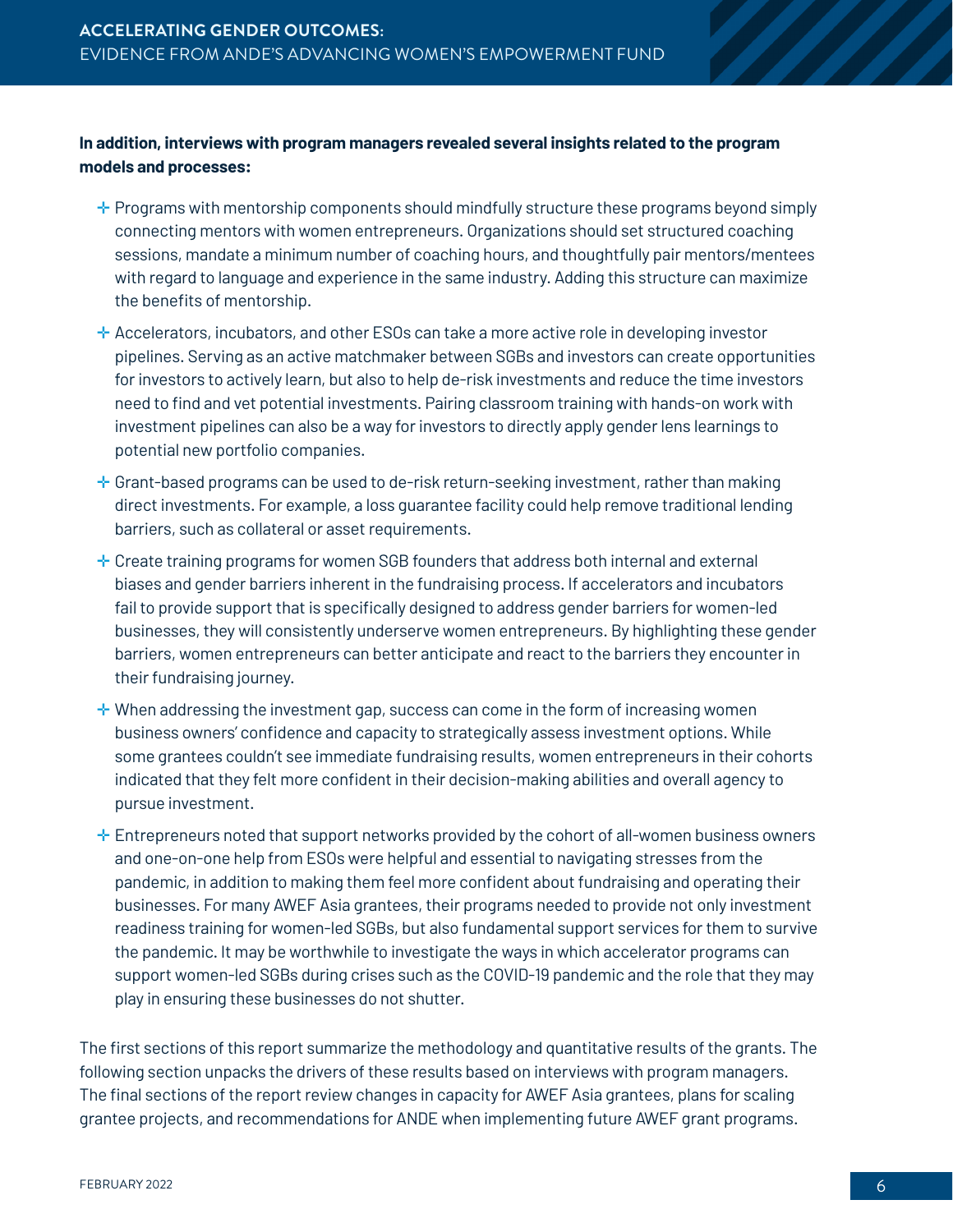**In addition, interviews with program managers revealed several insights related to the program models and processes:**

- Programs with mentorship components should mindfully structure these programs beyond simply connecting mentors with women entrepreneurs. Organizations should set structured coaching sessions, mandate a minimum number of coaching hours, and thoughtfully pair mentors/mentees with regard to language and experience in the same industry. Adding this structure can maximize the benefits of mentorship.
- Accelerators, incubators, and other ESOs can take a more active role in developing investor pipelines. Serving as an active matchmaker between SGBs and investors can create opportunities for investors to actively learn, but also to help de-risk investments and reduce the time investors need to find and vet potential investments. Pairing classroom training with hands-on work with investment pipelines can also be a way for investors to directly apply gender lens learnings to potential new portfolio companies.
- Grant-based programs can be used to de-risk return-seeking investment, rather than making direct investments. For example, a loss guarantee facility could help remove traditional lending barriers, such as collateral or asset requirements.
- Create training programs for women SGB founders that address both internal and external biases and gender barriers inherent in the fundraising process. If accelerators and incubators fail to provide support that is specifically designed to address gender barriers for women-led businesses, they will consistently underserve women entrepreneurs. By highlighting these gender barriers, women entrepreneurs can better anticipate and react to the barriers they encounter in their fundraising journey.
- When addressing the investment gap, success can come in the form of increasing women business owners' confidence and capacity to strategically assess investment options. While some grantees couldn't see immediate fundraising results, women entrepreneurs in their cohorts indicated that they felt more confident in their decision-making abilities and overall agency to pursue investment.
- Entrepreneurs noted that support networks provided by the cohort of all-women business owners and one-on-one help from ESOs were helpful and essential to navigating stresses from the pandemic, in addition to making them feel more confident about fundraising and operating their businesses. For many AWEF Asia grantees, their programs needed to provide not only investment readiness training for women-led SGBs, but also fundamental support services for them to survive the pandemic. It may be worthwhile to investigate the ways in which accelerator programs can support women-led SGBs during crises such as the COVID-19 pandemic and the role that they may play in ensuring these businesses do not shutter.

The first sections of this report summarize the methodology and quantitative results of the grants. The following section unpacks the drivers of these results based on interviews with program managers. The final sections of the report review changes in capacity for AWEF Asia grantees, plans for scaling grantee projects, and recommendations for ANDE when implementing future AWEF grant programs.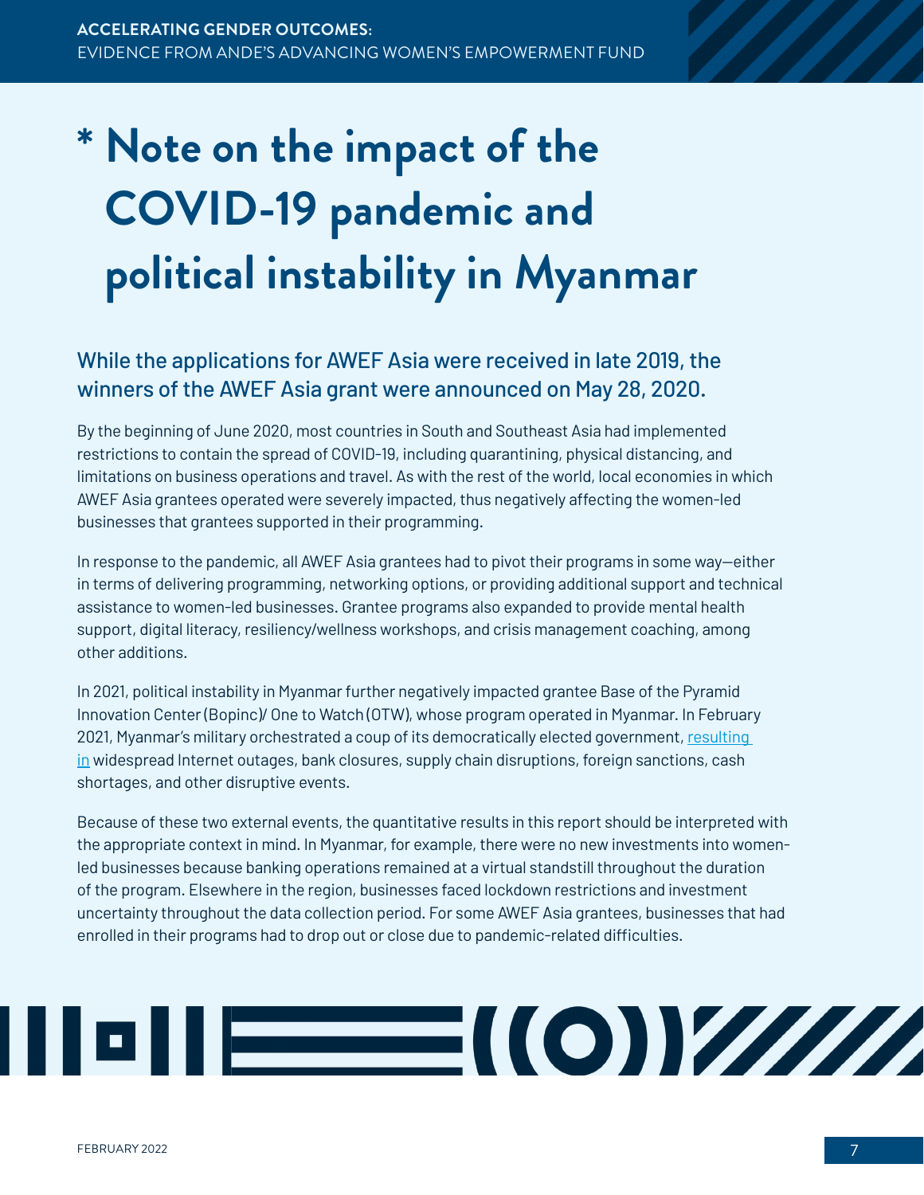# * Note on the impact of the COVID-19 pandemic and political instability in Myanmar

## While the applications for AWEF Asia were received in late 2019, the winners of the AWEF Asia grant were announced on May 28, 2020.

By the beginning of June 2020, most countries in South and Southeast Asia had implemented restrictions to contain the spread of COVID-19, including quarantining, physical distancing, and limitations on business operations and travel. As with the rest of the world, local economies in which AWEF Asia grantees operated were severely impacted, thus negatively affecting the women-led businesses that grantees supported in their programming.

In response to the pandemic, all AWEF Asia grantees had to pivot their programs in some way—either in terms of delivering programming, networking options, or providing additional support and technical assistance to women-led businesses. Grantee programs also expanded to provide mental health support, digital literacy, resiliency/wellness workshops, and crisis management coaching, among other additions.

In 2021, political instability in Myanmar further negatively impacted grantee Base of the Pyramid Innovation Center (Bopinc)/ One to Watch (OTW), whose program operated in Myanmar. In February 2021, Myanmar's military orchestrated a coup of its democratically elected government, resulting in widespread Internet outages, bank closures, supply chain disruptions, foreign sanctions, cash shortages, and other disruptive events.

Because of these two external events, the quantitative results in this report should be interpreted with the appropriate context in mind. In Myanmar, for example, there were no new investments into women-led businesses because banking operations remained at a virtual standstill throughout the duration of the program. Elsewhere in the region, businesses faced lockdown restrictions and investment uncertainty throughout the data collection period. For some AWEF Asia grantees, businesses that had enrolled in their programs had to drop out or close due to pandemic-related difficulties.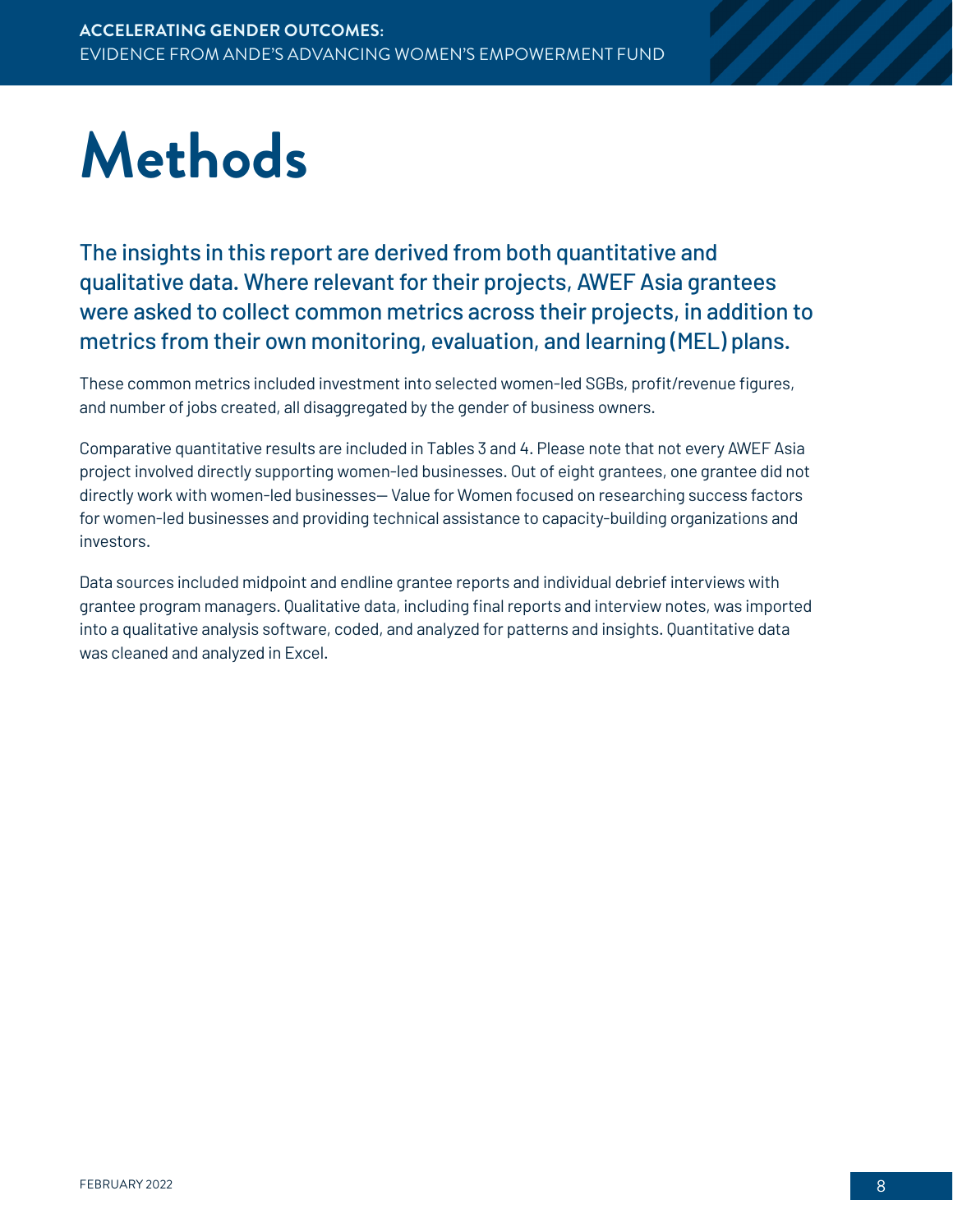# Methods

**The insights in this report are derived from both quantitative and qualitative data. Where relevant for their projects, AWEF Asia grantees were asked to collect common metrics across their projects, in addition to metrics from their own monitoring, evaluation, and learning (MEL) plans.**

These common metrics included investment into selected women-led SGBs, profit/revenue figures, and number of jobs created, all disaggregated by the gender of business owners.

Comparative quantitative results are included in Tables 3 and 4. Please note that not every AWEF Asia project involved directly supporting women-led businesses. Out of eight grantees, one grantee did not directly work with women-led businesses— Value for Women focused on researching success factors for women-led businesses and providing technical assistance to capacity-building organizations and investors.

Data sources included midpoint and endline grantee reports and individual debrief interviews with grantee program managers. Qualitative data, including final reports and interview notes, was imported into a qualitative analysis software, coded, and analyzed for patterns and insights. Quantitative data was cleaned and analyzed in Excel.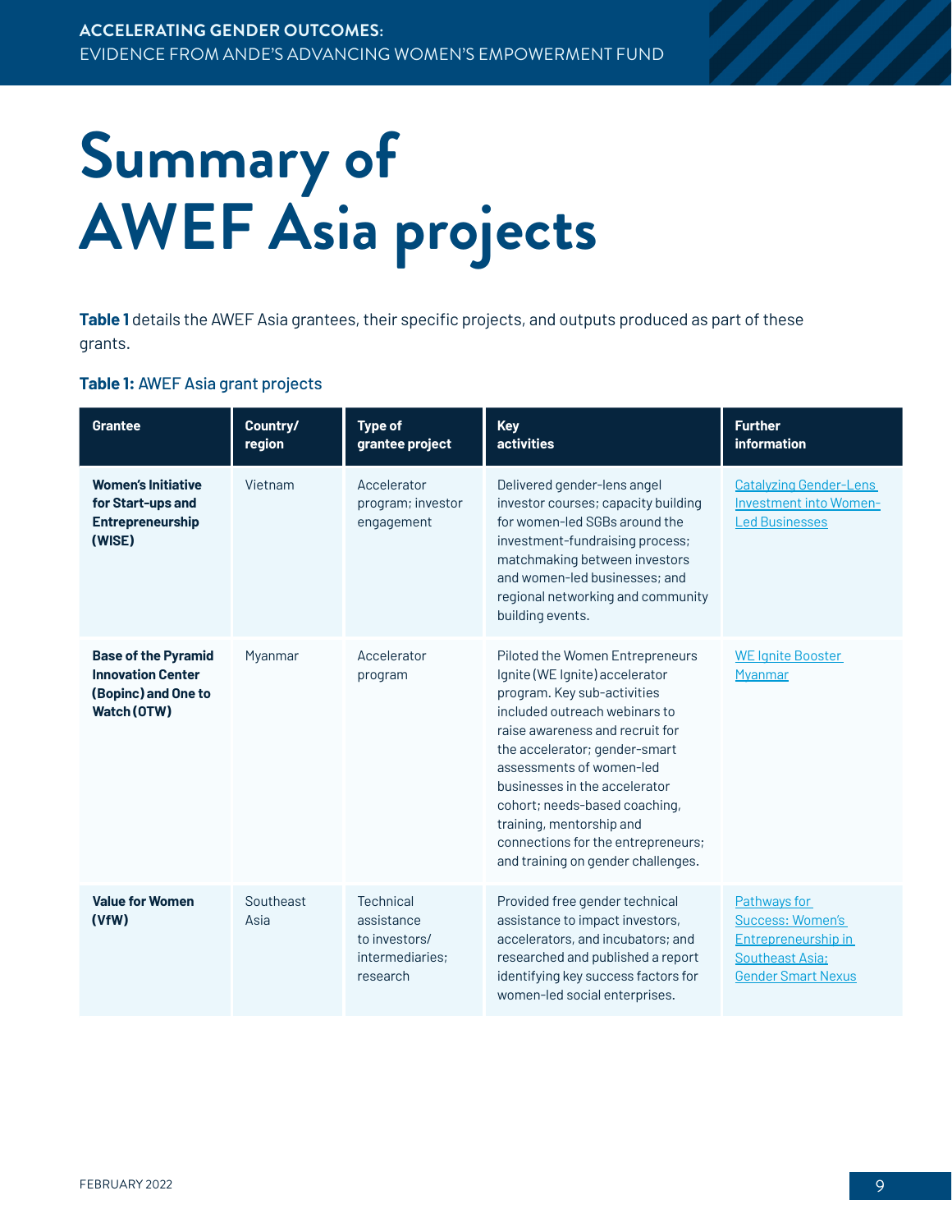# Summary of AWEF Asia projects

**Table 1** details the AWEF Asia grantees, their specific projects, and outputs produced as part of these grants.

**Table 1:** AWEF Asia grant projects

| Grantee | Country/ region | Type of grantee project | Key activities | Further information |
|---|---|---|---|---|
| **Women's Initiative for Start-ups and Entrepreneurship (WISE)** | Vietnam | Accelerator program; investor engagement | Delivered gender-lens angel investor courses; capacity building for women-led SGBs around the investment-fundraising process; matchmaking between investors and women-led businesses; and regional networking and community building events. | Catalyzing Gender-Lens Investment into Women-Led Businesses |
| **Base of the Pyramid Innovation Center (Bopinc) and One to Watch (OTW)** | Myanmar | Accelerator program | Piloted the Women Entrepreneurs Ignite (WE Ignite) accelerator program. Key sub-activities included outreach webinars to raise awareness and recruit for the accelerator; gender-smart assessments of women-led businesses in the accelerator cohort; needs-based coaching, training, mentorship and connections for the entrepreneurs; and training on gender challenges. | WE Ignite Booster Myanmar |
| **Value for Women (VfW)** | Southeast Asia | Technical assistance to investors/ intermediaries; research | Provided free gender technical assistance to impact investors, accelerators, and incubators; and researched and published a report identifying key success factors for women-led social enterprises. | Pathways for Success: Women's Entrepreneurship in Southeast Asia; Gender Smart Nexus |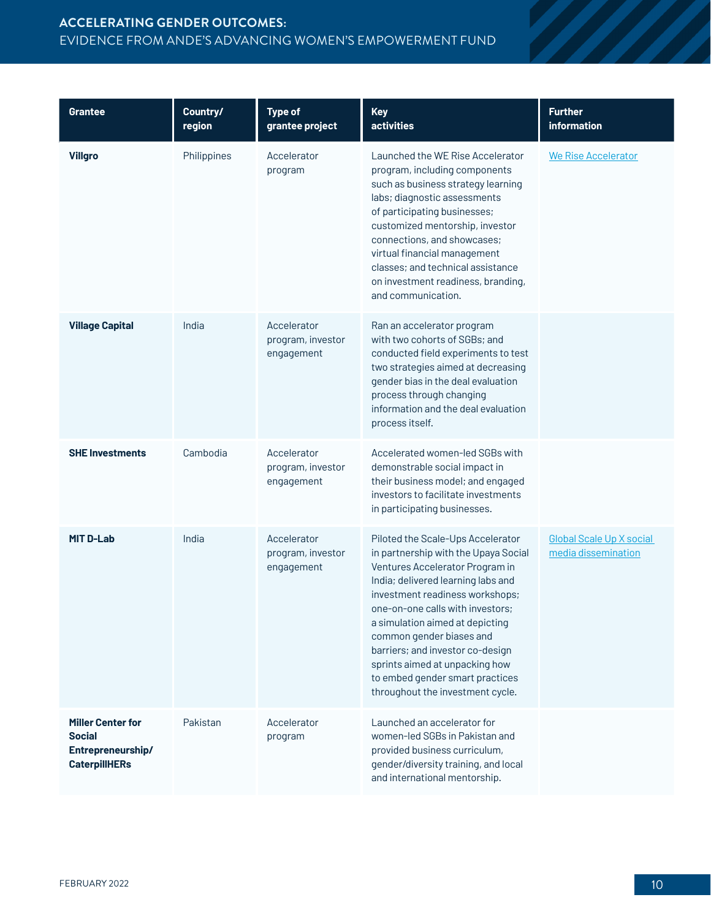| Grantee | Country/ region | Type of grantee project | Key activities | Further information |
|---|---|---|---|---|
| **Villgro** | Philippines | Accelerator program | Launched the WE Rise Accelerator program, including components such as business strategy learning labs; diagnostic assessments of participating businesses; customized mentorship, investor connections, and showcases; virtual financial management classes; and technical assistance on investment readiness, branding, and communication. | We Rise Accelerator |
| **Village Capital** | India | Accelerator program, investor engagement | Ran an accelerator program with two cohorts of SGBs; and conducted field experiments to test two strategies aimed at decreasing gender bias in the deal evaluation process through changing information and the deal evaluation process itself. | |
| **SHE Investments** | Cambodia | Accelerator program, investor engagement | Accelerated women-led SGBs with demonstrable social impact in their business model; and engaged investors to facilitate investments in participating businesses. | |
| **MIT D-Lab** | India | Accelerator program, investor engagement | Piloted the Scale-Ups Accelerator in partnership with the Upaya Social Ventures Accelerator Program in India; delivered learning labs and investment readiness workshops; one-on-one calls with investors; a simulation aimed at depicting common gender biases and barriers; and investor co-design sprints aimed at unpacking how to embed gender smart practices throughout the investment cycle. | Global Scale Up X social media dissemination |
| **Miller Center for Social Entrepreneurship/ CaterpillHERs** | Pakistan | Accelerator program | Launched an accelerator for women-led SGBs in Pakistan and provided business curriculum, gender/diversity training, and local and international mentorship. | |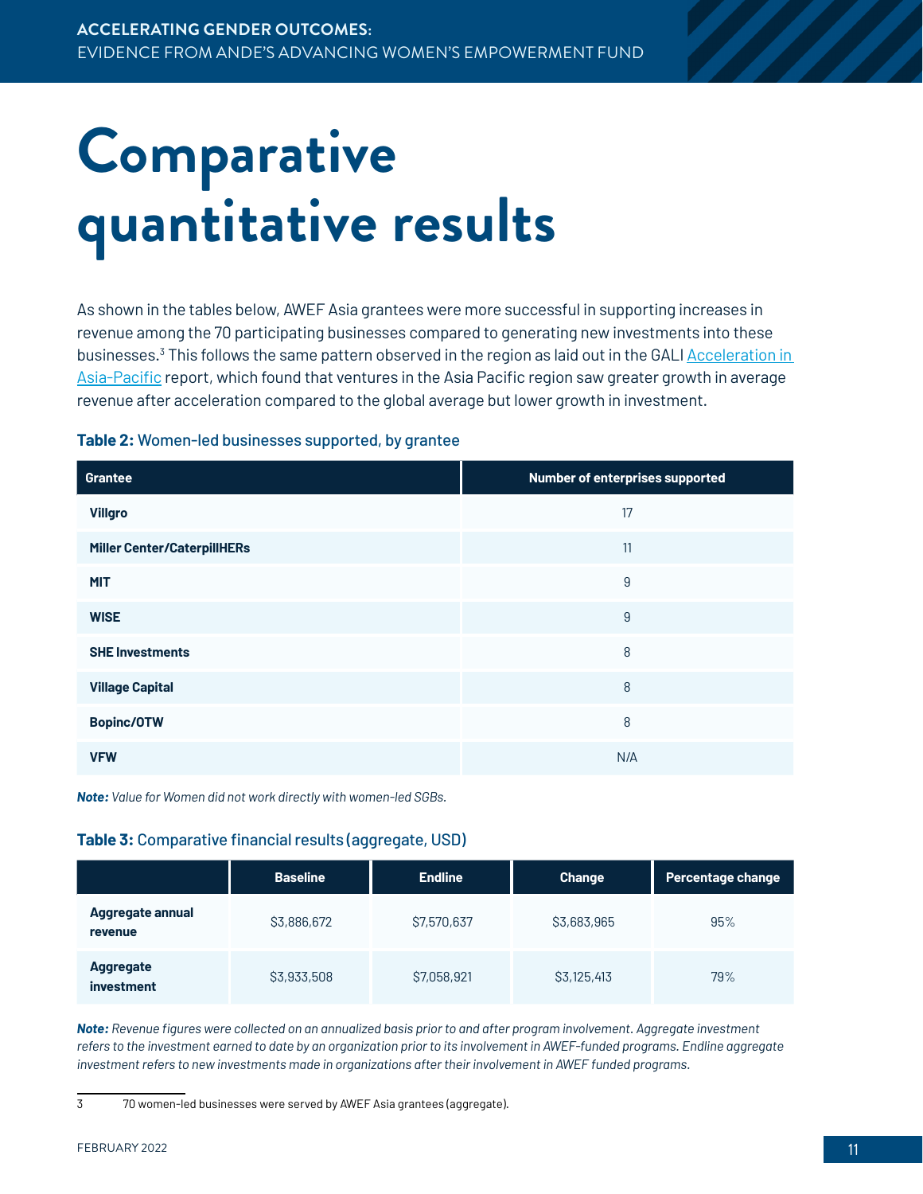// Comparative quantitative results

As shown in the tables below, AWEF Asia grantees were more successful in supporting increases in revenue among the 70 participating businesses compared to generating new investments into these businesses.[3] This follows the same pattern observed in the region as laid out in the GALI Acceleration in Asia-Pacific report, which found that ventures in the Asia Pacific region saw greater growth in average revenue after acceleration compared to the global average but lower growth in investment.

**Table 2:** Women-led businesses supported, by grantee

| Grantee | Number of enterprises supported |
|---|---|
| **Villgro** | 17 |
| **Miller Center/CaterpillHERs** | 11 |
| **MIT** | 9 |
| **WISE** | 9 |
| **SHE Investments** | 8 |
| **Village Capital** | 8 |
| **Bopinc/OTW** | 8 |
| **VFW** | N/A |

***Note:*** *Value for Women did not work directly with women-led SGBs.*

**Table 3:** Comparative financial results (aggregate, USD)

| | Baseline | Endline | Change | Percentage change |
|---|---|---|---|---|
| **Aggregate annual revenue** | $3,886,672 | $7,570,637 | $3,683,965 | 95% |
| **Aggregate investment** | $3,933,508 | $7,058,921 | $3,125,413 | 79% |

***Note:*** *Revenue figures were collected on an annualized basis prior to and after program involvement. Aggregate investment refers to the investment earned to date by an organization prior to its involvement in AWEF-funded programs. Endline aggregate investment refers to new investments made in organizations after their involvement in AWEF funded programs.*

[3] 70 women-led businesses were served by AWEF Asia grantees (aggregate).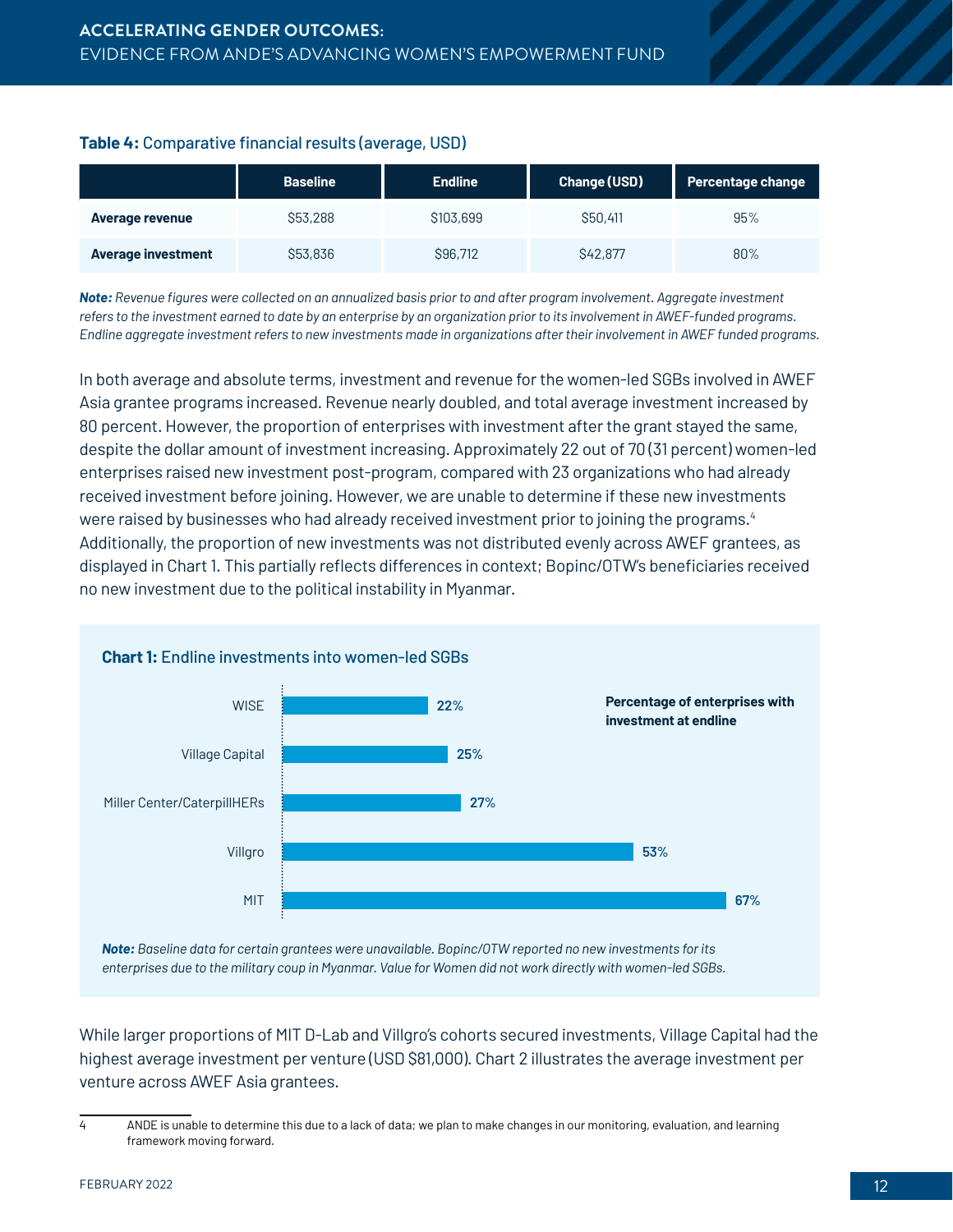**Table 4:** Comparative financial results (average, USD)

| | Baseline | Endline | Change (USD) | Percentage change |
|---|---|---|---|---|
| **Average revenue** | $53,288 | $103,699 | $50,411 | 95% |
| **Average investment** | $53,836 | $96,712 | $42,877 | 80% |

***Note:*** *Revenue figures were collected on an annualized basis prior to and after program involvement. Aggregate investment refers to the investment earned to date by an enterprise by an organization prior to its involvement in AWEF-funded programs. Endline aggregate investment refers to new investments made in organizations after their involvement in AWEF funded programs.*

In both average and absolute terms, investment and revenue for the women-led SGBs involved in AWEF Asia grantee programs increased. Revenue nearly doubled, and total average investment increased by 80 percent. However, the proportion of enterprises with investment after the grant stayed the same, despite the dollar amount of investment increasing. Approximately 22 out of 70 (31 percent) women-led enterprises raised new investment post-program, compared with 23 organizations who had already received investment before joining. However, we are unable to determine if these new investments were raised by businesses who had already received investment prior to joining the programs.[4] Additionally, the proportion of new investments was not distributed evenly across AWEF grantees, as displayed in Chart 1. This partially reflects differences in context; Bopinc/OTW's beneficiaries received no new investment due to the political instability in Myanmar.

**Chart 1:** Endline investments into women-led SGBs

**Percentage of enterprises with investment at endline**

| Grantee | Percentage |
|---|---|
| WISE | 22% |
| Village Capital | 25% |
| Miller Center/CaterpillHERs | 27% |
| Villgro | 53% |
| MIT | 67% |

***Note:*** *Baseline data for certain grantees were unavailable. Bopinc/OTW reported no new investments for its enterprises due to the military coup in Myanmar. Value for Women did not work directly with women-led SGBs.*

While larger proportions of MIT D-Lab and Villgro's cohorts secured investments, Village Capital had the highest average investment per venture (USD $81,000). Chart 2 illustrates the average investment per venture across AWEF Asia grantees.

---

4 ANDE is unable to determine this due to a lack of data; we plan to make changes in our monitoring, evaluation, and learning framework moving forward.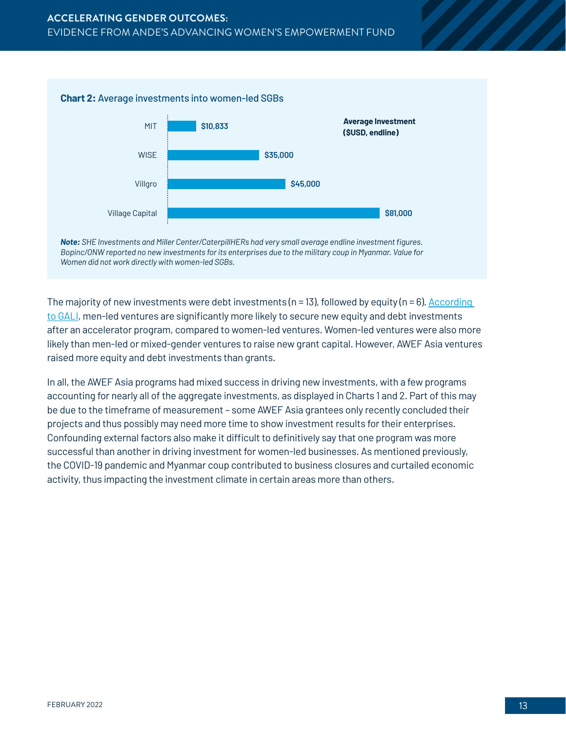**Chart 2:** Average investments into women-led SGBs

Average Investment ($USD, endline)

| Program | Average Investment |
| --- | --- |
| MIT | $10,833 |
| WISE | $35,000 |
| Villgro | $45,000 |
| Village Capital | $81,000 |

***Note:*** *SHE Investments and Miller Center/CaterpillHERs had very small average endline investment figures. Bopinc/ONW reported no new investments for its enterprises due to the military coup in Myanmar. Value for Women did not work directly with women-led SGBs.*

The majority of new investments were debt investments (n = 13), followed by equity (n = 6). According to GALI, men-led ventures are significantly more likely to secure new equity and debt investments after an accelerator program, compared to women-led ventures. Women-led ventures were also more likely than men-led or mixed-gender ventures to raise new grant capital. However, AWEF Asia ventures raised more equity and debt investments than grants.

In all, the AWEF Asia programs had mixed success in driving new investments, with a few programs accounting for nearly all of the aggregate investments, as displayed in Charts 1 and 2. Part of this may be due to the timeframe of measurement – some AWEF Asia grantees only recently concluded their projects and thus possibly may need more time to show investment results for their enterprises. Confounding external factors also make it difficult to definitively say that one program was more successful than another in driving investment for women-led businesses. As mentioned previously, the COVID-19 pandemic and Myanmar coup contributed to business closures and curtailed economic activity, thus impacting the investment climate in certain areas more than others.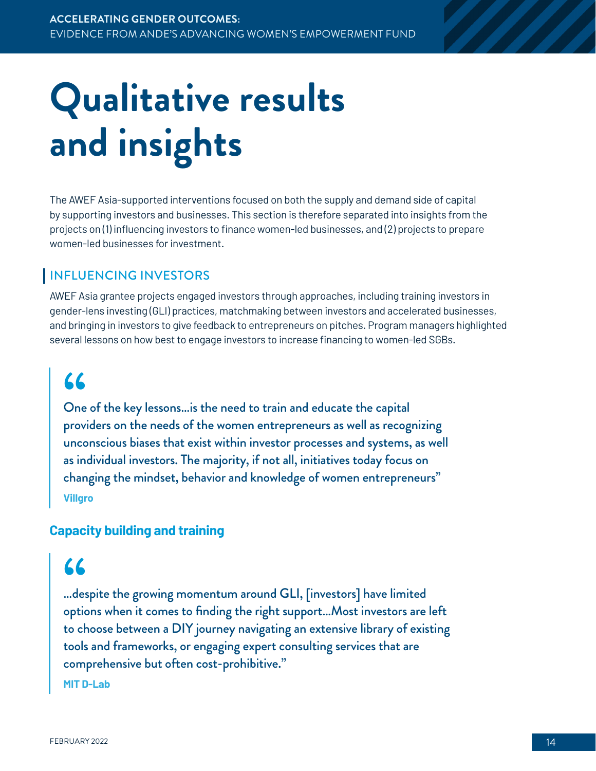# Qualitative results and insights

The AWEF Asia-supported interventions focused on both the supply and demand side of capital by supporting investors and businesses. This section is therefore separated into insights from the projects on (1) influencing investors to finance women-led businesses, and (2) projects to prepare women-led businesses for investment.

## INFLUENCING INVESTORS

AWEF Asia grantee projects engaged investors through approaches, including training investors in gender-lens investing (GLI) practices, matchmaking between investors and accelerated businesses, and bringing in investors to give feedback to entrepreneurs on pitches. Program managers highlighted several lessons on how best to engage investors to increase financing to women-led SGBs.

> "One of the key lessons…is the need to train and educate the capital providers on the needs of the women entrepreneurs as well as recognizing unconscious biases that exist within investor processes and systems, as well as individual investors. The majority, if not all, initiatives today focus on changing the mindset, behavior and knowledge of women entrepreneurs"
>
> **Villgro**

### Capacity building and training

> "…despite the growing momentum around GLI, [investors] have limited options when it comes to finding the right support…Most investors are left to choose between a DIY journey navigating an extensive library of existing tools and frameworks, or engaging expert consulting services that are comprehensive but often cost-prohibitive."
>
> **MIT D-Lab**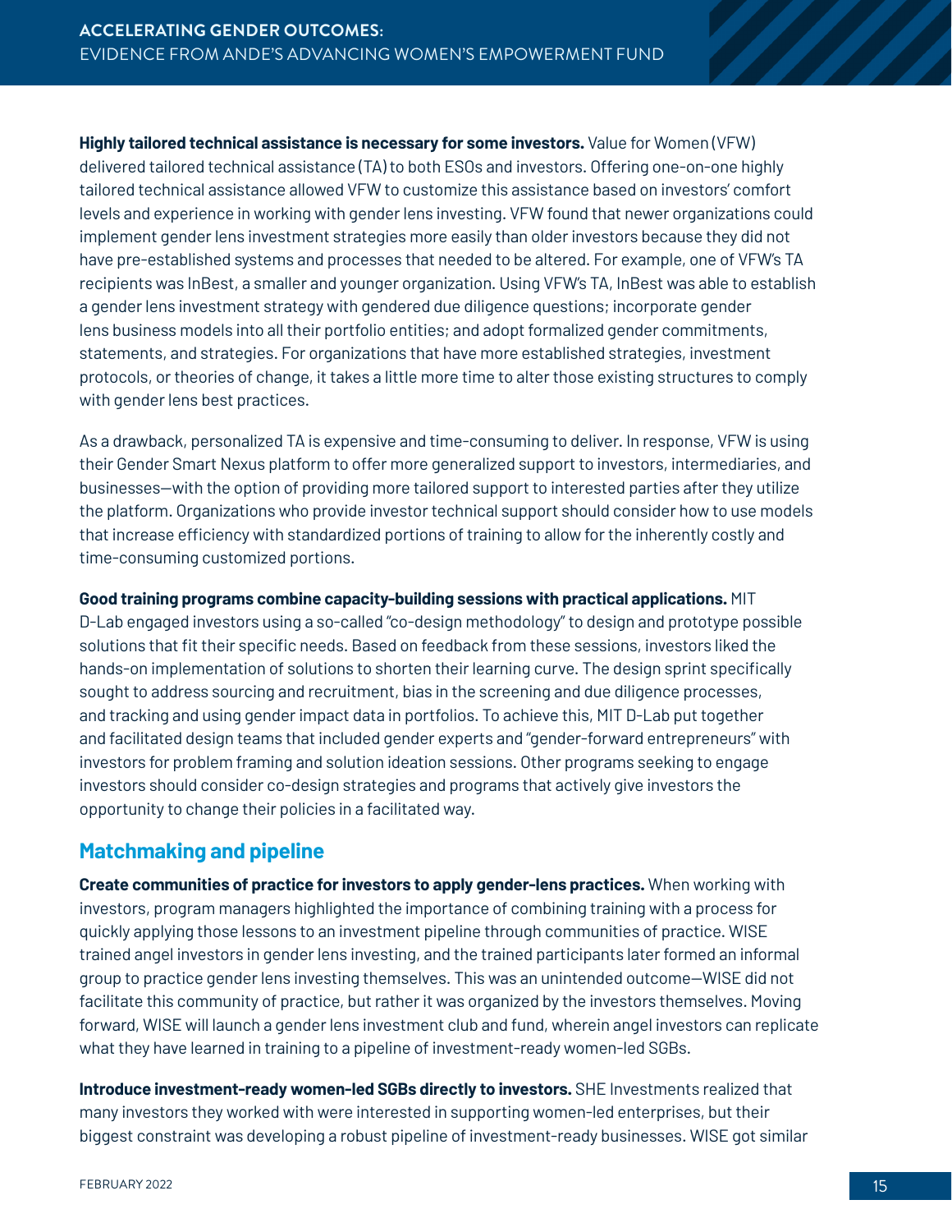**Highly tailored technical assistance is necessary for some investors.** Value for Women (VFW) delivered tailored technical assistance (TA) to both ESOs and investors. Offering one-on-one highly tailored technical assistance allowed VFW to customize this assistance based on investors' comfort levels and experience in working with gender lens investing. VFW found that newer organizations could implement gender lens investment strategies more easily than older investors because they did not have pre-established systems and processes that needed to be altered. For example, one of VFW's TA recipients was InBest, a smaller and younger organization. Using VFW's TA, InBest was able to establish a gender lens investment strategy with gendered due diligence questions; incorporate gender lens business models into all their portfolio entities; and adopt formalized gender commitments, statements, and strategies. For organizations that have more established strategies, investment protocols, or theories of change, it takes a little more time to alter those existing structures to comply with gender lens best practices.

As a drawback, personalized TA is expensive and time-consuming to deliver. In response, VFW is using their Gender Smart Nexus platform to offer more generalized support to investors, intermediaries, and businesses—with the option of providing more tailored support to interested parties after they utilize the platform. Organizations who provide investor technical support should consider how to use models that increase efficiency with standardized portions of training to allow for the inherently costly and time-consuming customized portions.

**Good training programs combine capacity-building sessions with practical applications.** MIT D-Lab engaged investors using a so-called "co-design methodology" to design and prototype possible solutions that fit their specific needs. Based on feedback from these sessions, investors liked the hands-on implementation of solutions to shorten their learning curve. The design sprint specifically sought to address sourcing and recruitment, bias in the screening and due diligence processes, and tracking and using gender impact data in portfolios. To achieve this, MIT D-Lab put together and facilitated design teams that included gender experts and "gender-forward entrepreneurs" with investors for problem framing and solution ideation sessions. Other programs seeking to engage investors should consider co-design strategies and programs that actively give investors the opportunity to change their policies in a facilitated way.

## Matchmaking and pipeline

**Create communities of practice for investors to apply gender-lens practices.** When working with investors, program managers highlighted the importance of combining training with a process for quickly applying those lessons to an investment pipeline through communities of practice. WISE trained angel investors in gender lens investing, and the trained participants later formed an informal group to practice gender lens investing themselves. This was an unintended outcome—WISE did not facilitate this community of practice, but rather it was organized by the investors themselves. Moving forward, WISE will launch a gender lens investment club and fund, wherein angel investors can replicate what they have learned in training to a pipeline of investment-ready women-led SGBs.

**Introduce investment-ready women-led SGBs directly to investors.** SHE Investments realized that many investors they worked with were interested in supporting women-led enterprises, but their biggest constraint was developing a robust pipeline of investment-ready businesses. WISE got similar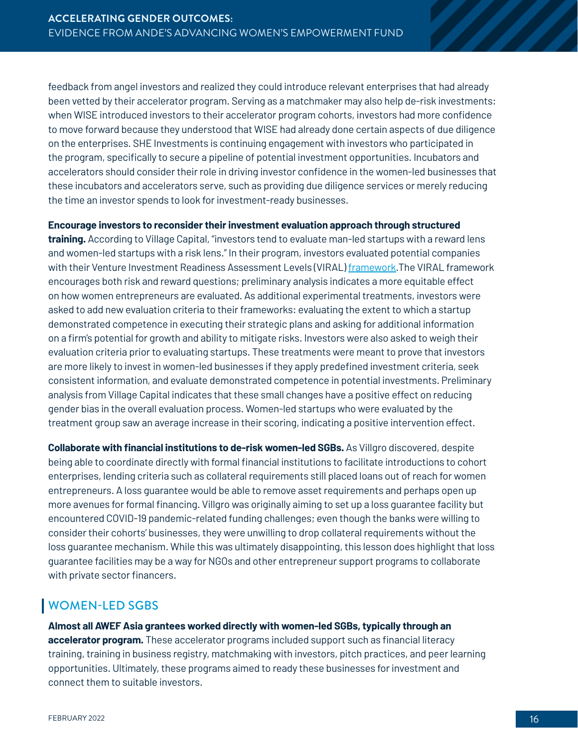feedback from angel investors and realized they could introduce relevant enterprises that had already been vetted by their accelerator program. Serving as a matchmaker may also help de-risk investments: when WISE introduced investors to their accelerator program cohorts, investors had more confidence to move forward because they understood that WISE had already done certain aspects of due diligence on the enterprises. SHE Investments is continuing engagement with investors who participated in the program, specifically to secure a pipeline of potential investment opportunities. Incubators and accelerators should consider their role in driving investor confidence in the women-led businesses that these incubators and accelerators serve, such as providing due diligence services or merely reducing the time an investor spends to look for investment-ready businesses.

**Encourage investors to reconsider their investment evaluation approach through structured training.** According to Village Capital, "investors tend to evaluate man-led startups with a reward lens and women-led startups with a risk lens." In their program, investors evaluated potential companies with their Venture Investment Readiness Assessment Levels (VIRAL) [framework](). The VIRAL framework encourages both risk and reward questions; preliminary analysis indicates a more equitable effect on how women entrepreneurs are evaluated. As additional experimental treatments, investors were asked to add new evaluation criteria to their frameworks: evaluating the extent to which a startup demonstrated competence in executing their strategic plans and asking for additional information on a firm's potential for growth and ability to mitigate risks. Investors were also asked to weigh their evaluation criteria prior to evaluating startups. These treatments were meant to prove that investors are more likely to invest in women-led businesses if they apply predefined investment criteria, seek consistent information, and evaluate demonstrated competence in potential investments. Preliminary analysis from Village Capital indicates that these small changes have a positive effect on reducing gender bias in the overall evaluation process. Women-led startups who were evaluated by the treatment group saw an average increase in their scoring, indicating a positive intervention effect.

**Collaborate with financial institutions to de-risk women-led SGBs.** As Villgro discovered, despite being able to coordinate directly with formal financial institutions to facilitate introductions to cohort enterprises, lending criteria such as collateral requirements still placed loans out of reach for women entrepreneurs. A loss guarantee would be able to remove asset requirements and perhaps open up more avenues for formal financing. Villgro was originally aiming to set up a loss guarantee facility but encountered COVID-19 pandemic-related funding challenges; even though the banks were willing to consider their cohorts' businesses, they were unwilling to drop collateral requirements without the loss guarantee mechanism. While this was ultimately disappointing, this lesson does highlight that loss guarantee facilities may be a way for NGOs and other entrepreneur support programs to collaborate with private sector financers.

## WOMEN-LED SGBS

**Almost all AWEF Asia grantees worked directly with women-led SGBs, typically through an accelerator program.** These accelerator programs included support such as financial literacy training, training in business registry, matchmaking with investors, pitch practices, and peer learning opportunities. Ultimately, these programs aimed to ready these businesses for investment and connect them to suitable investors.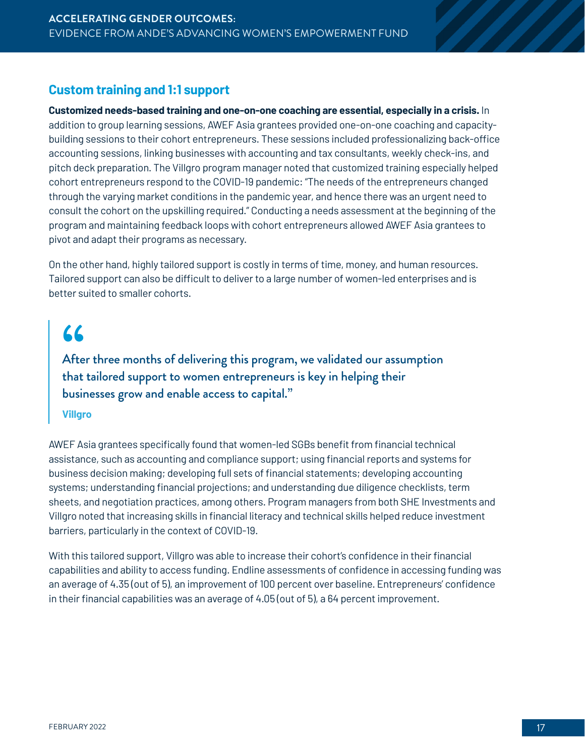## Custom training and 1:1 support

**Customized needs-based training and one-on-one coaching are essential, especially in a crisis.** In addition to group learning sessions, AWEF Asia grantees provided one-on-one coaching and capacity-building sessions to their cohort entrepreneurs. These sessions included professionalizing back-office accounting sessions, linking businesses with accounting and tax consultants, weekly check-ins, and pitch deck preparation. The Villgro program manager noted that customized training especially helped cohort entrepreneurs respond to the COVID-19 pandemic: "The needs of the entrepreneurs changed through the varying market conditions in the pandemic year, and hence there was an urgent need to consult the cohort on the upskilling required." Conducting a needs assessment at the beginning of the program and maintaining feedback loops with cohort entrepreneurs allowed AWEF Asia grantees to pivot and adapt their programs as necessary.

On the other hand, highly tailored support is costly in terms of time, money, and human resources. Tailored support can also be difficult to deliver to a large number of women-led enterprises and is better suited to smaller cohorts.

> "After three months of delivering this program, we validated our assumption that tailored support to women entrepreneurs is key in helping their businesses grow and enable access to capital."
>
> **Villgro**

AWEF Asia grantees specifically found that women-led SGBs benefit from financial technical assistance, such as accounting and compliance support; using financial reports and systems for business decision making; developing full sets of financial statements; developing accounting systems; understanding financial projections; and understanding due diligence checklists, term sheets, and negotiation practices, among others. Program managers from both SHE Investments and Villgro noted that increasing skills in financial literacy and technical skills helped reduce investment barriers, particularly in the context of COVID-19.

With this tailored support, Villgro was able to increase their cohort's confidence in their financial capabilities and ability to access funding. Endline assessments of confidence in accessing funding was an average of 4.35 (out of 5), an improvement of 100 percent over baseline. Entrepreneurs' confidence in their financial capabilities was an average of 4.05 (out of 5), a 64 percent improvement.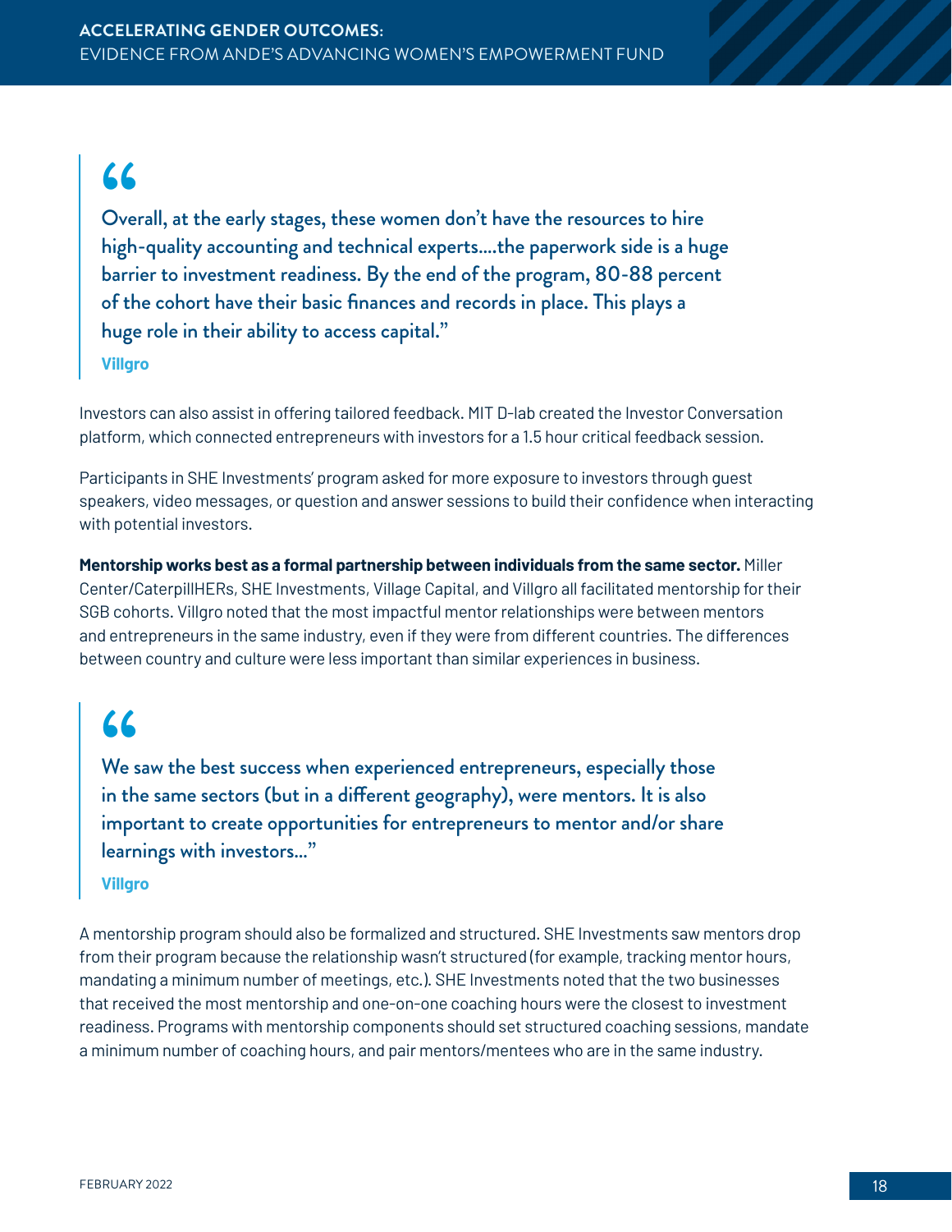> "Overall, at the early stages, these women don't have the resources to hire high-quality accounting and technical experts....the paperwork side is a huge barrier to investment readiness. By the end of the program, 80-88 percent of the cohort have their basic finances and records in place. This plays a huge role in their ability to access capital."
>
> **Villgro**

Investors can also assist in offering tailored feedback. MIT D-lab created the Investor Conversation platform, which connected entrepreneurs with investors for a 1.5 hour critical feedback session.

Participants in SHE Investments' program asked for more exposure to investors through guest speakers, video messages, or question and answer sessions to build their confidence when interacting with potential investors.

**Mentorship works best as a formal partnership between individuals from the same sector.** Miller Center/CaterpillHERs, SHE Investments, Village Capital, and Villgro all facilitated mentorship for their SGB cohorts. Villgro noted that the most impactful mentor relationships were between mentors and entrepreneurs in the same industry, even if they were from different countries. The differences between country and culture were less important than similar experiences in business.

> "We saw the best success when experienced entrepreneurs, especially those in the same sectors (but in a different geography), were mentors. It is also important to create opportunities for entrepreneurs to mentor and/or share learnings with investors..."
>
> **Villgro**

A mentorship program should also be formalized and structured. SHE Investments saw mentors drop from their program because the relationship wasn't structured (for example, tracking mentor hours, mandating a minimum number of meetings, etc.). SHE Investments noted that the two businesses that received the most mentorship and one-on-one coaching hours were the closest to investment readiness. Programs with mentorship components should set structured coaching sessions, mandate a minimum number of coaching hours, and pair mentors/mentees who are in the same industry.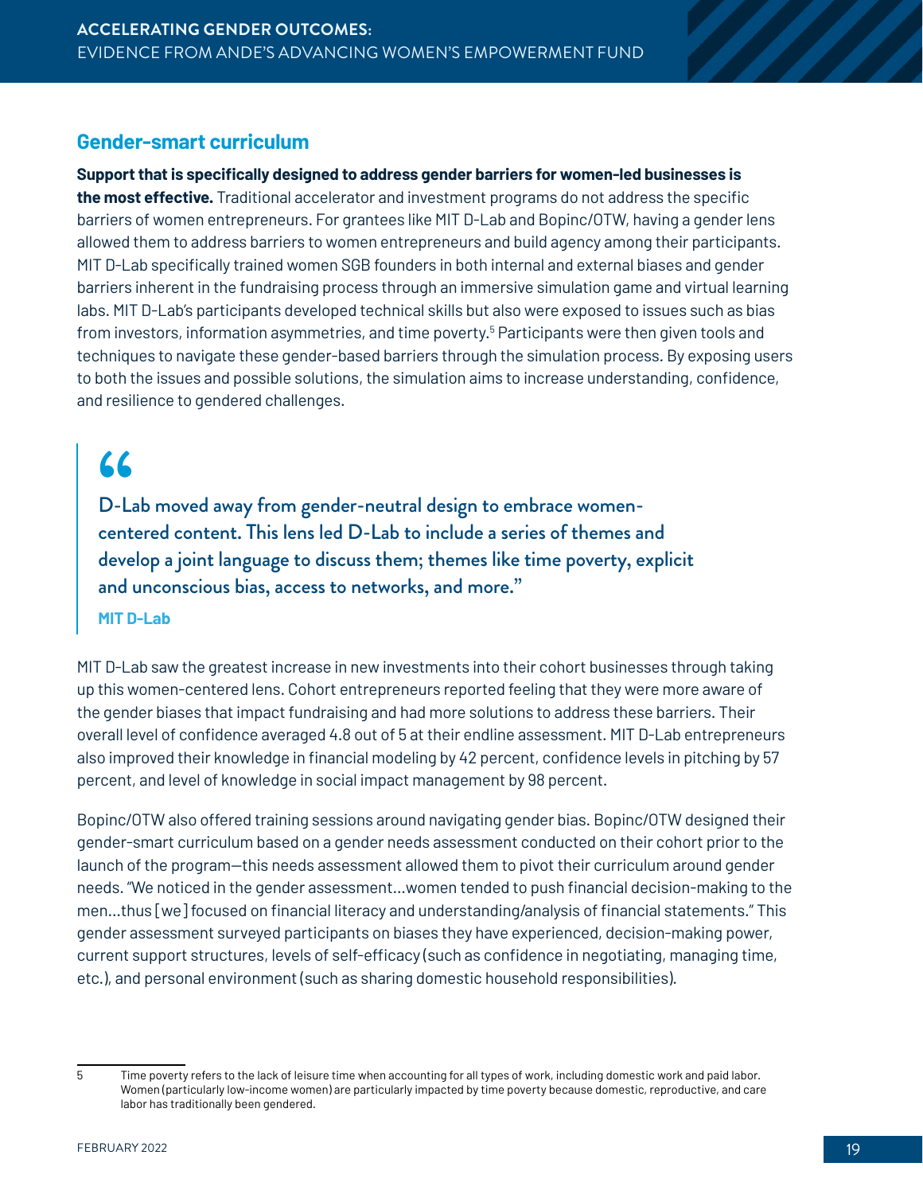## Gender-smart curriculum

**Support that is specifically designed to address gender barriers for women-led businesses is the most effective.** Traditional accelerator and investment programs do not address the specific barriers of women entrepreneurs. For grantees like MIT D-Lab and Bopinc/OTW, having a gender lens allowed them to address barriers to women entrepreneurs and build agency among their participants. MIT D-Lab specifically trained women SGB founders in both internal and external biases and gender barriers inherent in the fundraising process through an immersive simulation game and virtual learning labs. MIT D-Lab's participants developed technical skills but also were exposed to issues such as bias from investors, information asymmetries, and time poverty.[5] Participants were then given tools and techniques to navigate these gender-based barriers through the simulation process. By exposing users to both the issues and possible solutions, the simulation aims to increase understanding, confidence, and resilience to gendered challenges.

> "D-Lab moved away from gender-neutral design to embrace women-centered content. This lens led D-Lab to include a series of themes and develop a joint language to discuss them; themes like time poverty, explicit and unconscious bias, access to networks, and more."
>
> **MIT D-Lab**

MIT D-Lab saw the greatest increase in new investments into their cohort businesses through taking up this women-centered lens. Cohort entrepreneurs reported feeling that they were more aware of the gender biases that impact fundraising and had more solutions to address these barriers. Their overall level of confidence averaged 4.8 out of 5 at their endline assessment. MIT D-Lab entrepreneurs also improved their knowledge in financial modeling by 42 percent, confidence levels in pitching by 57 percent, and level of knowledge in social impact management by 98 percent.

Bopinc/OTW also offered training sessions around navigating gender bias. Bopinc/OTW designed their gender-smart curriculum based on a gender needs assessment conducted on their cohort prior to the launch of the program—this needs assessment allowed them to pivot their curriculum around gender needs. "We noticed in the gender assessment…women tended to push financial decision-making to the men…thus [we] focused on financial literacy and understanding/analysis of financial statements." This gender assessment surveyed participants on biases they have experienced, decision-making power, current support structures, levels of self-efficacy (such as confidence in negotiating, managing time, etc.), and personal environment (such as sharing domestic household responsibilities).

5 Time poverty refers to the lack of leisure time when accounting for all types of work, including domestic work and paid labor. Women (particularly low-income women) are particularly impacted by time poverty because domestic, reproductive, and care labor has traditionally been gendered.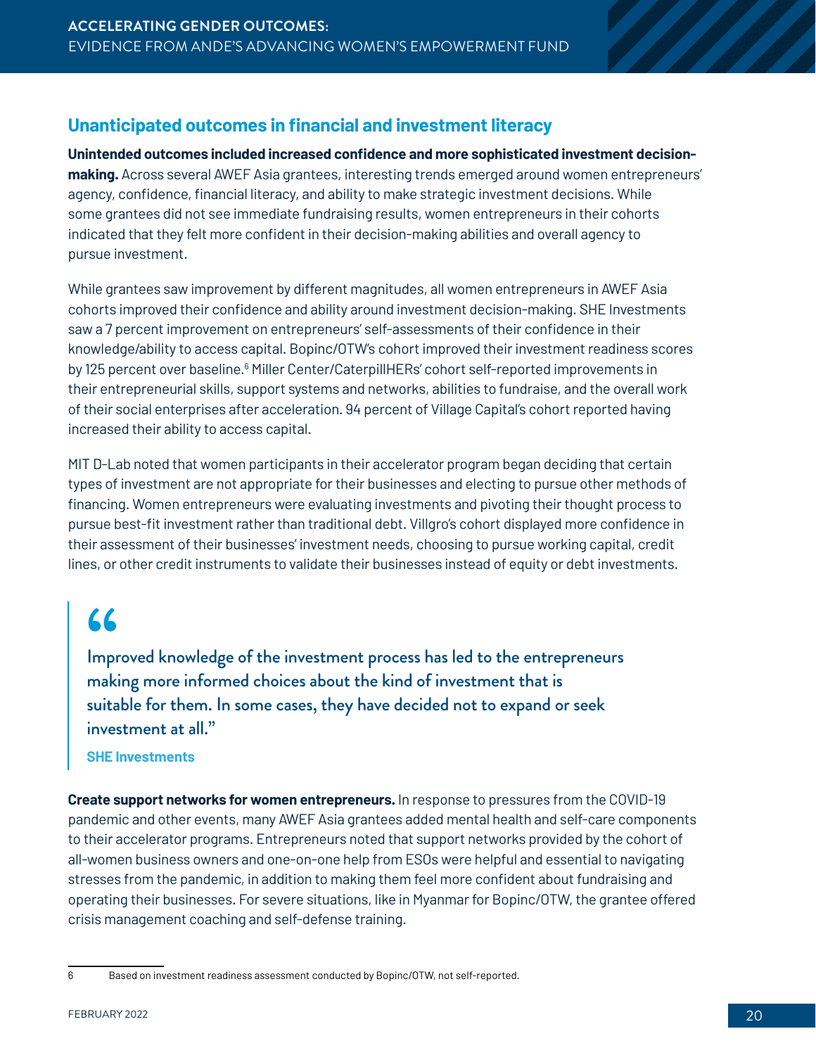## Unanticipated outcomes in financial and investment literacy

**Unintended outcomes included increased confidence and more sophisticated investment decision-making.** Across several AWEF Asia grantees, interesting trends emerged around women entrepreneurs' agency, confidence, financial literacy, and ability to make strategic investment decisions. While some grantees did not see immediate fundraising results, women entrepreneurs in their cohorts indicated that they felt more confident in their decision-making abilities and overall agency to pursue investment.

While grantees saw improvement by different magnitudes, all women entrepreneurs in AWEF Asia cohorts improved their confidence and ability around investment decision-making. SHE Investments saw a 7 percent improvement on entrepreneurs' self-assessments of their confidence in their knowledge/ability to access capital. Bopinc/OTW's cohort improved their investment readiness scores by 125 percent over baseline.[6] Miller Center/CaterpillHERs' cohort self-reported improvements in their entrepreneurial skills, support systems and networks, abilities to fundraise, and the overall work of their social enterprises after acceleration. 94 percent of Village Capital's cohort reported having increased their ability to access capital.

MIT D-Lab noted that women participants in their accelerator program began deciding that certain types of investment are not appropriate for their businesses and electing to pursue other methods of financing. Women entrepreneurs were evaluating investments and pivoting their thought process to pursue best-fit investment rather than traditional debt. Villgro's cohort displayed more confidence in their assessment of their businesses' investment needs, choosing to pursue working capital, credit lines, or other credit instruments to validate their businesses instead of equity or debt investments.

> "Improved knowledge of the investment process has led to the entrepreneurs making more informed choices about the kind of investment that is suitable for them. In some cases, they have decided not to expand or seek investment at all."
>
> **SHE Investments**

**Create support networks for women entrepreneurs.** In response to pressures from the COVID-19 pandemic and other events, many AWEF Asia grantees added mental health and self-care components to their accelerator programs. Entrepreneurs noted that support networks provided by the cohort of all-women business owners and one-on-one help from ESOs were helpful and essential to navigating stresses from the pandemic, in addition to making them feel more confident about fundraising and operating their businesses. For severe situations, like in Myanmar for Bopinc/OTW, the grantee offered crisis management coaching and self-defense training.

6 Based on investment readiness assessment conducted by Bopinc/OTW, not self-reported.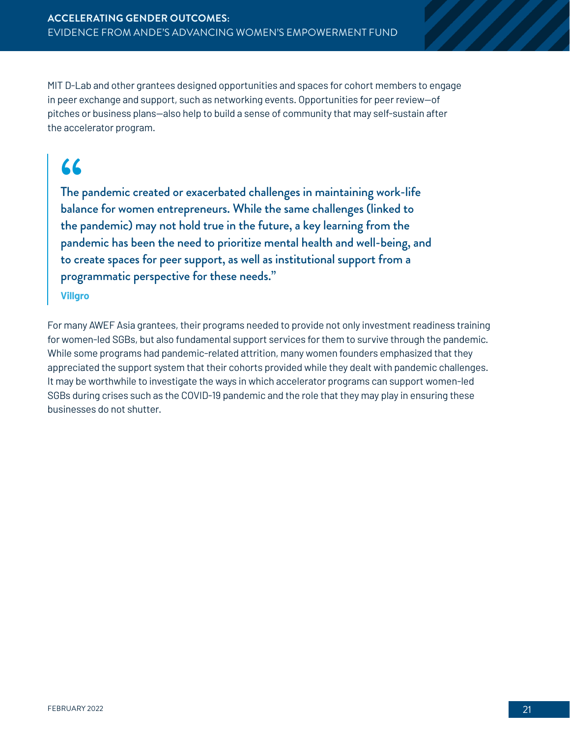MIT D-Lab and other grantees designed opportunities and spaces for cohort members to engage in peer exchange and support, such as networking events. Opportunities for peer review—of pitches or business plans—also help to build a sense of community that may self-sustain after the accelerator program.

> "The pandemic created or exacerbated challenges in maintaining work-life balance for women entrepreneurs. While the same challenges (linked to the pandemic) may not hold true in the future, a key learning from the pandemic has been the need to prioritize mental health and well-being, and to create spaces for peer support, as well as institutional support from a programmatic perspective for these needs."
>
> **Villgro**

For many AWEF Asia grantees, their programs needed to provide not only investment readiness training for women-led SGBs, but also fundamental support services for them to survive through the pandemic. While some programs had pandemic-related attrition, many women founders emphasized that they appreciated the support system that their cohorts provided while they dealt with pandemic challenges. It may be worthwhile to investigate the ways in which accelerator programs can support women-led SGBs during crises such as the COVID-19 pandemic and the role that they may play in ensuring these businesses do not shutter.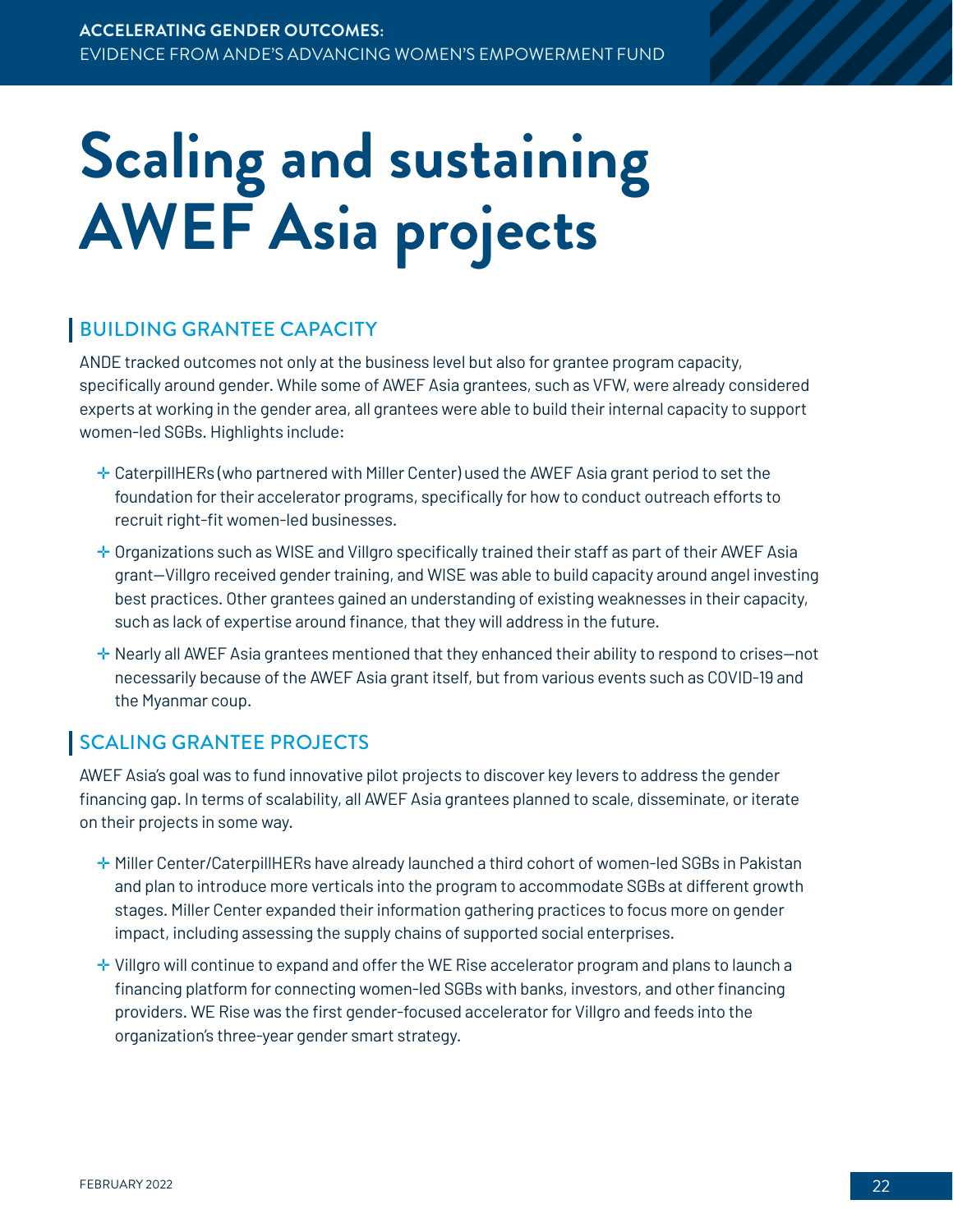# Scaling and sustaining AWEF Asia projects

## BUILDING GRANTEE CAPACITY

ANDE tracked outcomes not only at the business level but also for grantee program capacity, specifically around gender. While some of AWEF Asia grantees, such as VFW, were already considered experts at working in the gender area, all grantees were able to build their internal capacity to support women-led SGBs. Highlights include:

- CaterpillHERs (who partnered with Miller Center) used the AWEF Asia grant period to set the foundation for their accelerator programs, specifically for how to conduct outreach efforts to recruit right-fit women-led businesses.
- Organizations such as WISE and Villgro specifically trained their staff as part of their AWEF Asia grant—Villgro received gender training, and WISE was able to build capacity around angel investing best practices. Other grantees gained an understanding of existing weaknesses in their capacity, such as lack of expertise around finance, that they will address in the future.
- Nearly all AWEF Asia grantees mentioned that they enhanced their ability to respond to crises—not necessarily because of the AWEF Asia grant itself, but from various events such as COVID-19 and the Myanmar coup.

## SCALING GRANTEE PROJECTS

AWEF Asia's goal was to fund innovative pilot projects to discover key levers to address the gender financing gap. In terms of scalability, all AWEF Asia grantees planned to scale, disseminate, or iterate on their projects in some way.

- Miller Center/CaterpillHERs have already launched a third cohort of women-led SGBs in Pakistan and plan to introduce more verticals into the program to accommodate SGBs at different growth stages. Miller Center expanded their information gathering practices to focus more on gender impact, including assessing the supply chains of supported social enterprises.
- Villgro will continue to expand and offer the WE Rise accelerator program and plans to launch a financing platform for connecting women-led SGBs with banks, investors, and other financing providers. WE Rise was the first gender-focused accelerator for Villgro and feeds into the organization's three-year gender smart strategy.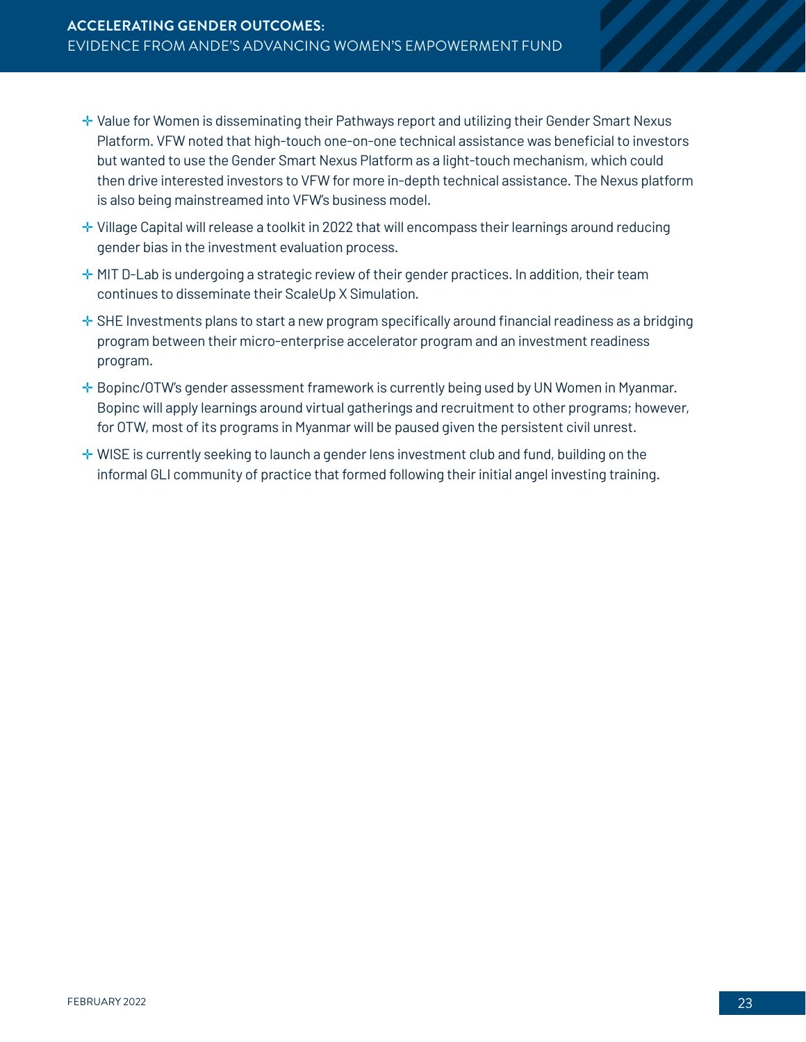- Value for Women is disseminating their Pathways report and utilizing their Gender Smart Nexus Platform. VFW noted that high-touch one-on-one technical assistance was beneficial to investors but wanted to use the Gender Smart Nexus Platform as a light-touch mechanism, which could then drive interested investors to VFW for more in-depth technical assistance. The Nexus platform is also being mainstreamed into VFW's business model.
- Village Capital will release a toolkit in 2022 that will encompass their learnings around reducing gender bias in the investment evaluation process.
- MIT D-Lab is undergoing a strategic review of their gender practices. In addition, their team continues to disseminate their ScaleUp X Simulation.
- SHE Investments plans to start a new program specifically around financial readiness as a bridging program between their micro-enterprise accelerator program and an investment readiness program.
- Bopinc/OTW's gender assessment framework is currently being used by UN Women in Myanmar. Bopinc will apply learnings around virtual gatherings and recruitment to other programs; however, for OTW, most of its programs in Myanmar will be paused given the persistent civil unrest.
- WISE is currently seeking to launch a gender lens investment club and fund, building on the informal GLI community of practice that formed following their initial angel investing training.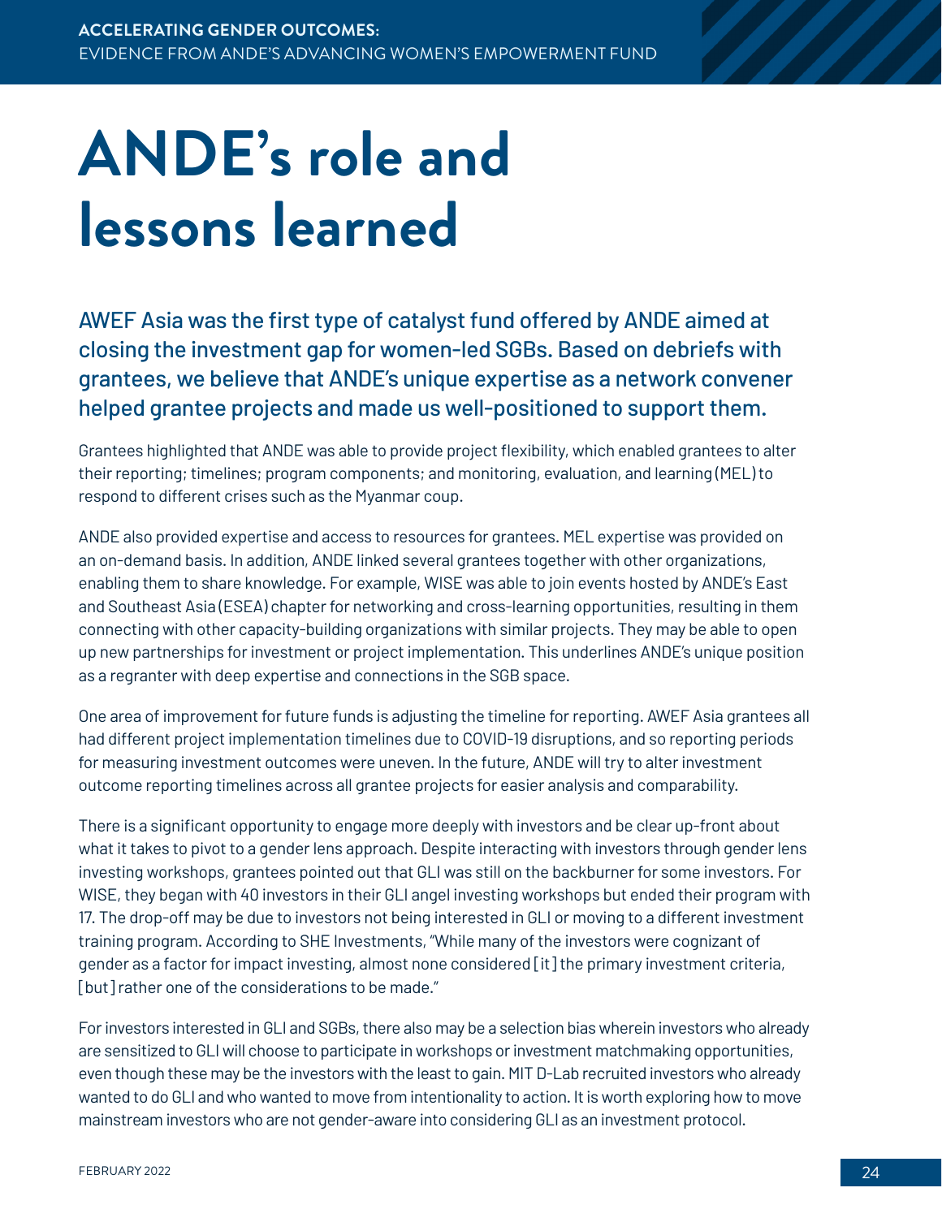# ANDE's role and lessons learned

## AWEF Asia was the first type of catalyst fund offered by ANDE aimed at closing the investment gap for women-led SGBs. Based on debriefs with grantees, we believe that ANDE's unique expertise as a network convener helped grantee projects and made us well-positioned to support them.

Grantees highlighted that ANDE was able to provide project flexibility, which enabled grantees to alter their reporting; timelines; program components; and monitoring, evaluation, and learning (MEL) to respond to different crises such as the Myanmar coup.

ANDE also provided expertise and access to resources for grantees. MEL expertise was provided on an on-demand basis. In addition, ANDE linked several grantees together with other organizations, enabling them to share knowledge. For example, WISE was able to join events hosted by ANDE's East and Southeast Asia (ESEA) chapter for networking and cross-learning opportunities, resulting in them connecting with other capacity-building organizations with similar projects. They may be able to open up new partnerships for investment or project implementation. This underlines ANDE's unique position as a regranter with deep expertise and connections in the SGB space.

One area of improvement for future funds is adjusting the timeline for reporting. AWEF Asia grantees all had different project implementation timelines due to COVID-19 disruptions, and so reporting periods for measuring investment outcomes were uneven. In the future, ANDE will try to alter investment outcome reporting timelines across all grantee projects for easier analysis and comparability.

There is a significant opportunity to engage more deeply with investors and be clear up-front about what it takes to pivot to a gender lens approach. Despite interacting with investors through gender lens investing workshops, grantees pointed out that GLI was still on the backburner for some investors. For WISE, they began with 40 investors in their GLI angel investing workshops but ended their program with 17. The drop-off may be due to investors not being interested in GLI or moving to a different investment training program. According to SHE Investments, "While many of the investors were cognizant of gender as a factor for impact investing, almost none considered [it] the primary investment criteria, [but] rather one of the considerations to be made."

For investors interested in GLI and SGBs, there also may be a selection bias wherein investors who already are sensitized to GLI will choose to participate in workshops or investment matchmaking opportunities, even though these may be the investors with the least to gain. MIT D-Lab recruited investors who already wanted to do GLI and who wanted to move from intentionality to action. It is worth exploring how to move mainstream investors who are not gender-aware into considering GLI as an investment protocol.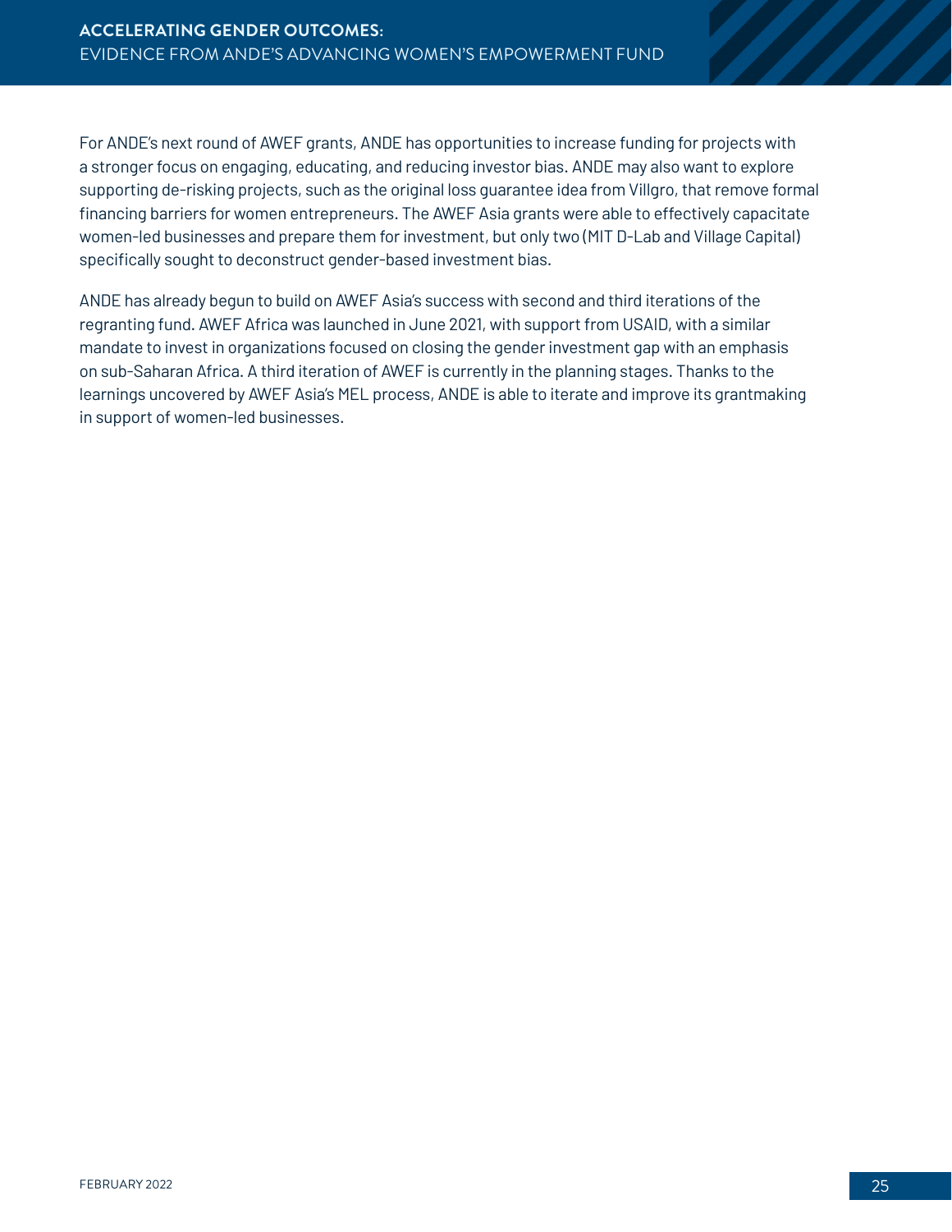For ANDE's next round of AWEF grants, ANDE has opportunities to increase funding for projects with a stronger focus on engaging, educating, and reducing investor bias. ANDE may also want to explore supporting de-risking projects, such as the original loss guarantee idea from Villgro, that remove formal financing barriers for women entrepreneurs. The AWEF Asia grants were able to effectively capacitate women-led businesses and prepare them for investment, but only two (MIT D-Lab and Village Capital) specifically sought to deconstruct gender-based investment bias.

ANDE has already begun to build on AWEF Asia's success with second and third iterations of the regranting fund. AWEF Africa was launched in June 2021, with support from USAID, with a similar mandate to invest in organizations focused on closing the gender investment gap with an emphasis on sub-Saharan Africa. A third iteration of AWEF is currently in the planning stages. Thanks to the learnings uncovered by AWEF Asia's MEL process, ANDE is able to iterate and improve its grantmaking in support of women-led businesses.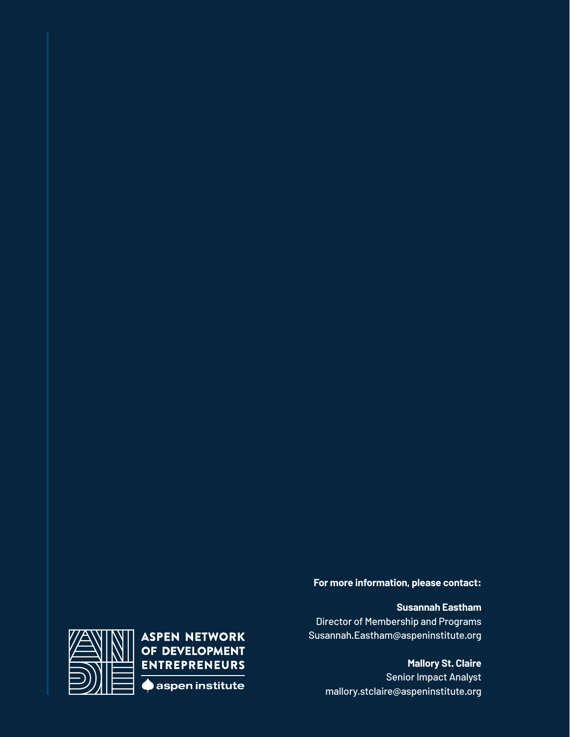**For more information, please contact:**

**Susannah Eastham**
Director of Membership and Programs
Susannah.Eastham@aspeninstitute.org

**Mallory St. Claire**
Senior Impact Analyst
mallory.stclaire@aspeninstitute.org

ASPEN NETWORK OF DEVELOPMENT ENTREPRENEURS

aspen institute